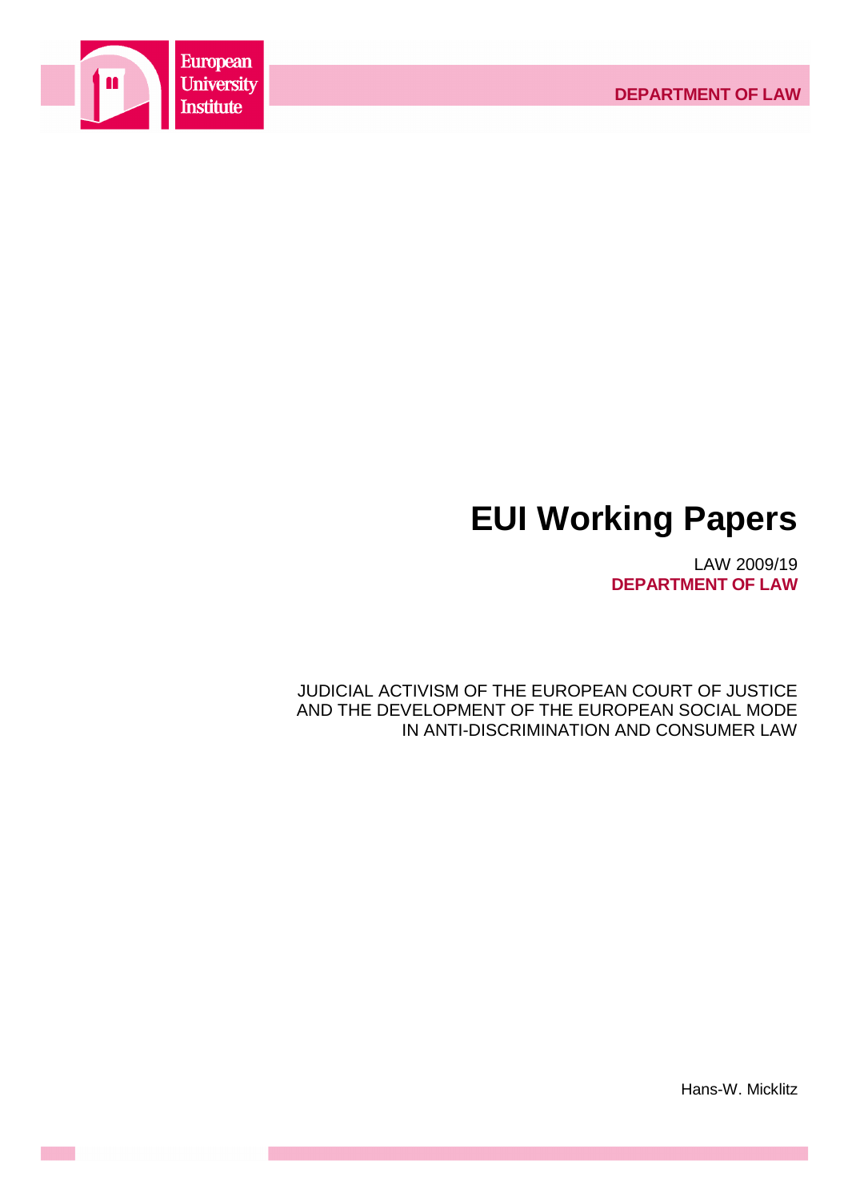European University Institute

DEPARTMENT OF LAW

# EUI Working Papers

LAW 2009/19
**DEPARTMENT OF LAW**

JUDICIAL ACTIVISM OF THE EUROPEAN COURT OF JUSTICE AND THE DEVELOPMENT OF THE EUROPEAN SOCIAL MODE IN ANTI-DISCRIMINATION AND CONSUMER LAW

Hans-W. Micklitz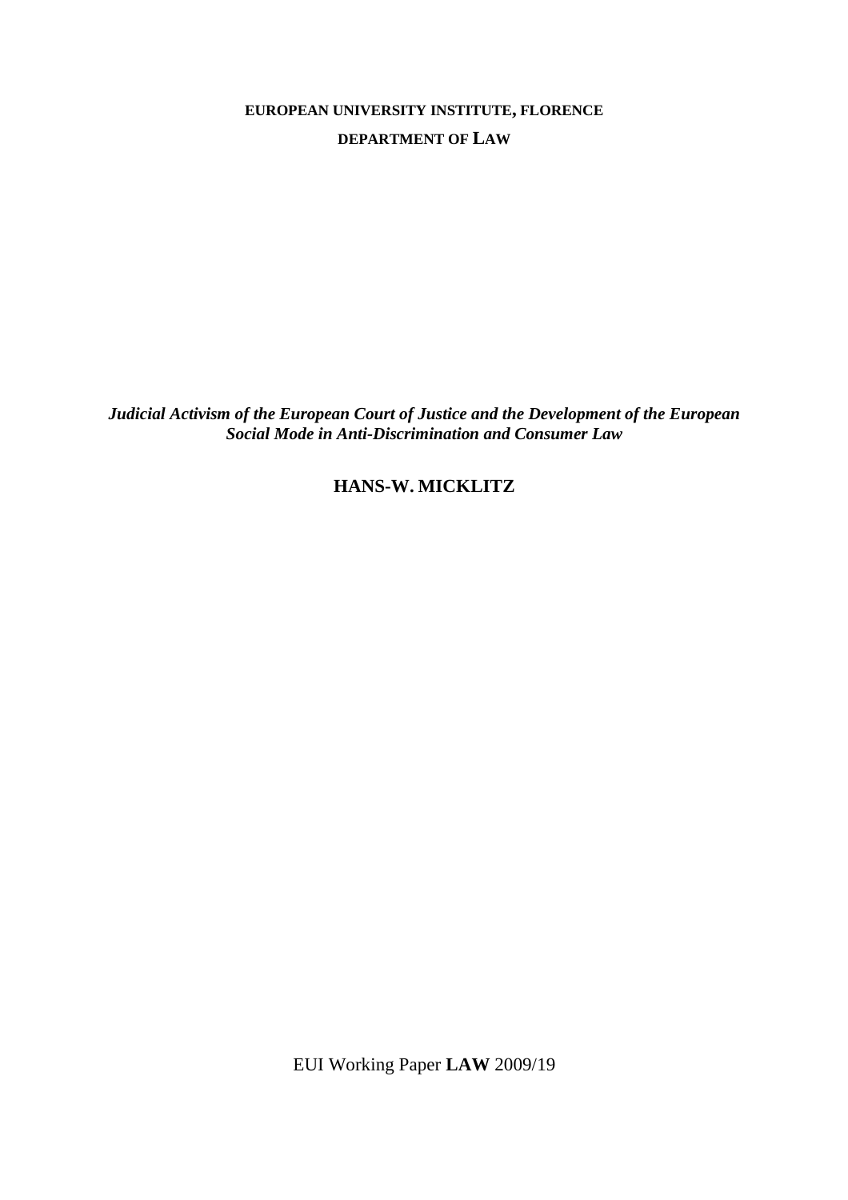**EUROPEAN UNIVERSITY INSTITUTE, FLORENCE**

**DEPARTMENT OF LAW**

***Judicial Activism of the European Court of Justice and the Development of the European Social Mode in Anti-Discrimination and Consumer Law***

**HANS-W. MICKLITZ**

EUI Working Paper **LAW** 2009/19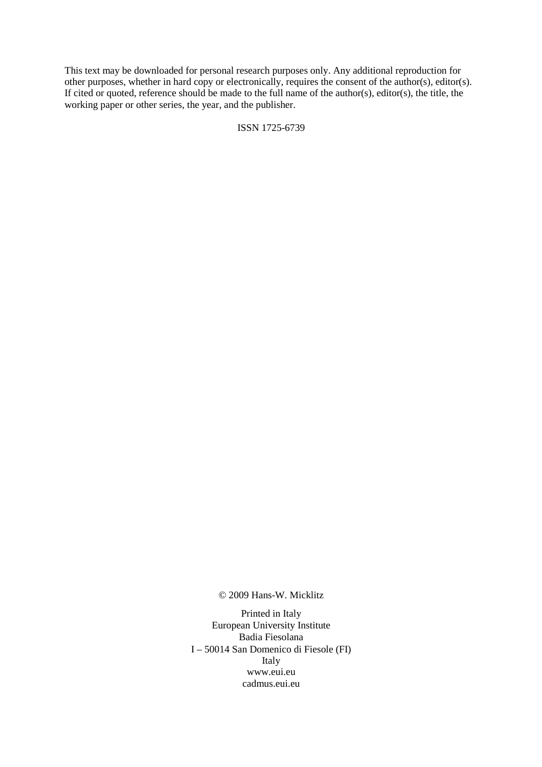This text may be downloaded for personal research purposes only. Any additional reproduction for other purposes, whether in hard copy or electronically, requires the consent of the author(s), editor(s). If cited or quoted, reference should be made to the full name of the author(s), editor(s), the title, the working paper or other series, the year, and the publisher.

ISSN 1725-6739

© 2009 Hans-W. Micklitz

Printed in Italy
European University Institute
Badia Fiesolana
I – 50014 San Domenico di Fiesole (FI)
Italy
www.eui.eu
cadmus.eui.eu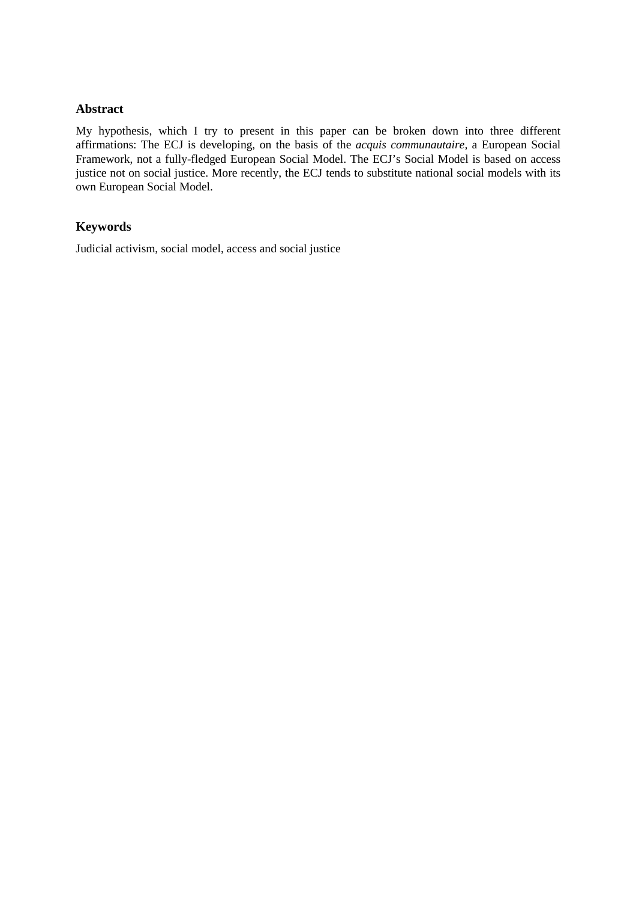## Abstract

My hypothesis, which I try to present in this paper can be broken down into three different affirmations: The ECJ is developing, on the basis of the *acquis communautaire,* a European Social Framework, not a fully-fledged European Social Model. The ECJ's Social Model is based on access justice not on social justice. More recently, the ECJ tends to substitute national social models with its own European Social Model.

## Keywords

Judicial activism, social model, access and social justice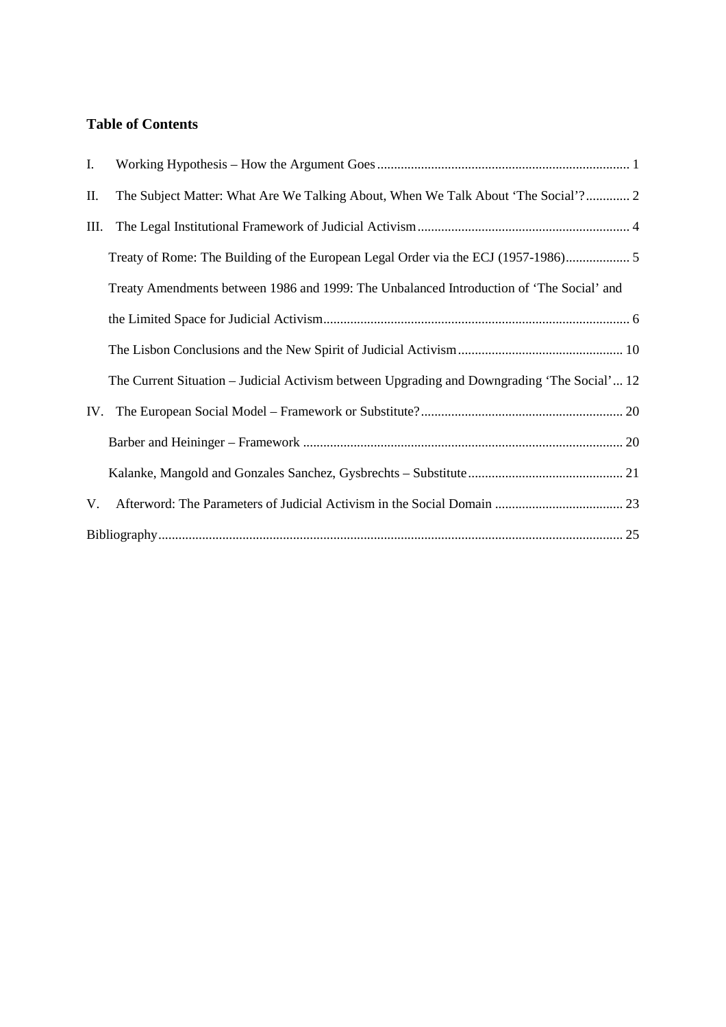## Table of Contents

I. Working Hypothesis – How the Argument Goes ........................................................................... 1

II. The Subject Matter: What Are We Talking About, When We Talk About 'The Social'? ............. 2

III. The Legal Institutional Framework of Judicial Activism ............................................................... 4

Treaty of Rome: The Building of the European Legal Order via the ECJ (1957-1986) ................... 5

Treaty Amendments between 1986 and 1999: The Unbalanced Introduction of 'The Social' and the Limited Space for Judicial Activism ........................................................................................... 6

The Lisbon Conclusions and the New Spirit of Judicial Activism ................................................. 10

The Current Situation – Judicial Activism between Upgrading and Downgrading 'The Social' ... 12

IV. The European Social Model – Framework or Substitute? ............................................................ 20

Barber and Heininger – Framework ............................................................................................... 20

Kalanke, Mangold and Gonzales Sanchez, Gysbrechts – Substitute .............................................. 21

V. Afterword: The Parameters of Judicial Activism in the Social Domain ...................................... 23

Bibliography ......................................................................................................................................... 25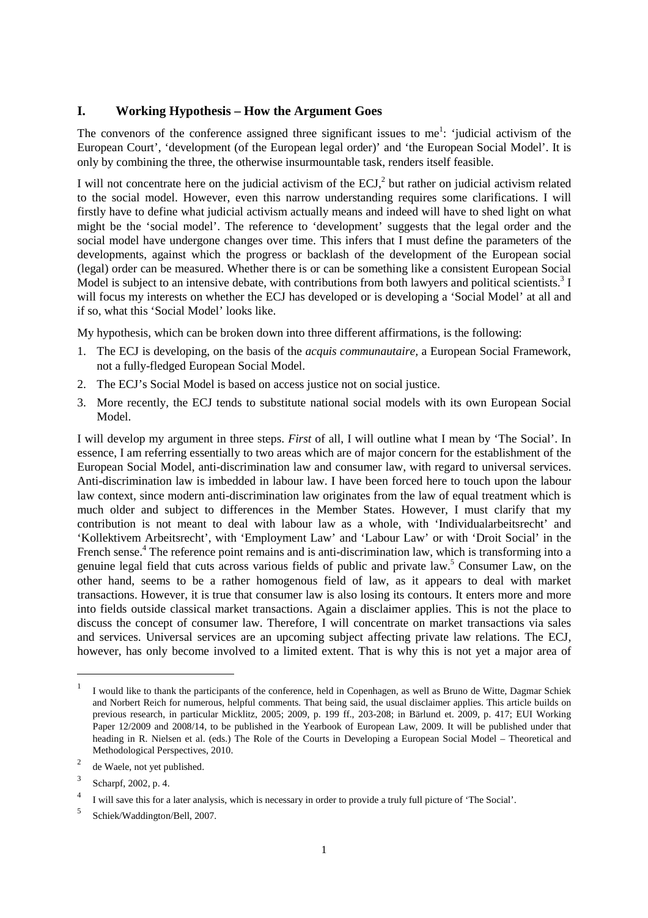## I. Working Hypothesis – How the Argument Goes

The convenors of the conference assigned three significant issues to me[1]: 'judicial activism of the European Court', 'development (of the European legal order)' and 'the European Social Model'. It is only by combining the three, the otherwise insurmountable task, renders itself feasible.

I will not concentrate here on the judicial activism of the ECJ,[2] but rather on judicial activism related to the social model. However, even this narrow understanding requires some clarifications. I will firstly have to define what judicial activism actually means and indeed will have to shed light on what might be the 'social model'. The reference to 'development' suggests that the legal order and the social model have undergone changes over time. This infers that I must define the parameters of the developments, against which the progress or backlash of the development of the European social (legal) order can be measured. Whether there is or can be something like a consistent European Social Model is subject to an intensive debate, with contributions from both lawyers and political scientists.[3] I will focus my interests on whether the ECJ has developed or is developing a 'Social Model' at all and if so, what this 'Social Model' looks like.

My hypothesis, which can be broken down into three different affirmations, is the following:

1. The ECJ is developing, on the basis of the *acquis communautaire,* a European Social Framework, not a fully-fledged European Social Model.
2. The ECJ's Social Model is based on access justice not on social justice.
3. More recently, the ECJ tends to substitute national social models with its own European Social Model.

I will develop my argument in three steps. *First* of all, I will outline what I mean by 'The Social'. In essence, I am referring essentially to two areas which are of major concern for the establishment of the European Social Model, anti-discrimination law and consumer law, with regard to universal services. Anti-discrimination law is imbedded in labour law. I have been forced here to touch upon the labour law context, since modern anti-discrimination law originates from the law of equal treatment which is much older and subject to differences in the Member States. However, I must clarify that my contribution is not meant to deal with labour law as a whole, with 'Individualarbeitsrecht' and 'Kollektivem Arbeitsrecht', with 'Employment Law' and 'Labour Law' or with 'Droit Social' in the French sense.[4] The reference point remains and is anti-discrimination law, which is transforming into a genuine legal field that cuts across various fields of public and private law.[5] Consumer Law, on the other hand, seems to be a rather homogenous field of law, as it appears to deal with market transactions. However, it is true that consumer law is also losing its contours. It enters more and more into fields outside classical market transactions. Again a disclaimer applies. This is not the place to discuss the concept of consumer law. Therefore, I will concentrate on market transactions via sales and services. Universal services are an upcoming subject affecting private law relations. The ECJ, however, has only become involved to a limited extent. That is why this is not yet a major area of

---

[1] I would like to thank the participants of the conference, held in Copenhagen, as well as Bruno de Witte, Dagmar Schiek and Norbert Reich for numerous, helpful comments. That being said, the usual disclaimer applies. This article builds on previous research, in particular Micklitz, 2005; 2009, p. 199 ff., 203-208; in Bärlund et. 2009, p. 417; EUI Working Paper 12/2009 and 2008/14, to be published in the Yearbook of European Law, 2009. It will be published under that heading in R. Nielsen et al. (eds.) The Role of the Courts in Developing a European Social Model – Theoretical and Methodological Perspectives, 2010.

[2] de Waele, not yet published.

[3] Scharpf, 2002, p. 4.

[4] I will save this for a later analysis, which is necessary in order to provide a truly full picture of 'The Social'.

[5] Schiek/Waddington/Bell, 2007.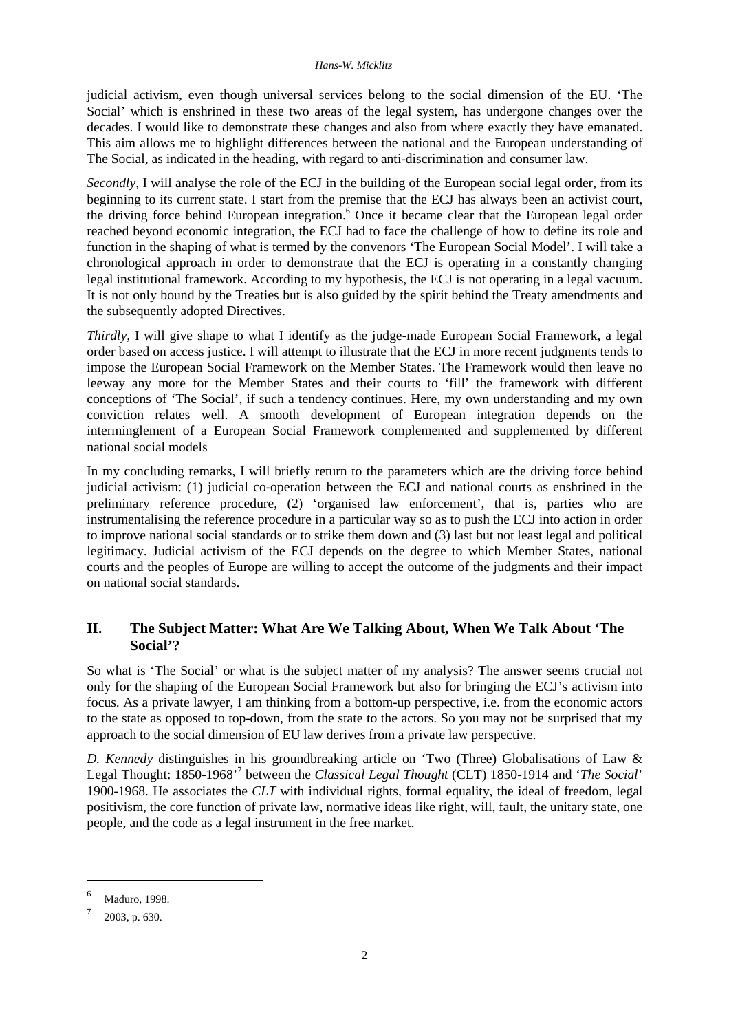judicial activism, even though universal services belong to the social dimension of the EU. 'The Social' which is enshrined in these two areas of the legal system, has undergone changes over the decades. I would like to demonstrate these changes and also from where exactly they have emanated. This aim allows me to highlight differences between the national and the European understanding of The Social, as indicated in the heading, with regard to anti-discrimination and consumer law.

*Secondly*, I will analyse the role of the ECJ in the building of the European social legal order, from its beginning to its current state. I start from the premise that the ECJ has always been an activist court, the driving force behind European integration.[6] Once it became clear that the European legal order reached beyond economic integration, the ECJ had to face the challenge of how to define its role and function in the shaping of what is termed by the convenors 'The European Social Model'. I will take a chronological approach in order to demonstrate that the ECJ is operating in a constantly changing legal institutional framework. According to my hypothesis, the ECJ is not operating in a legal vacuum. It is not only bound by the Treaties but is also guided by the spirit behind the Treaty amendments and the subsequently adopted Directives.

*Thirdly*, I will give shape to what I identify as the judge-made European Social Framework, a legal order based on access justice. I will attempt to illustrate that the ECJ in more recent judgments tends to impose the European Social Framework on the Member States. The Framework would then leave no leeway any more for the Member States and their courts to 'fill' the framework with different conceptions of 'The Social', if such a tendency continues. Here, my own understanding and my own conviction relates well. A smooth development of European integration depends on the interminglement of a European Social Framework complemented and supplemented by different national social models

In my concluding remarks, I will briefly return to the parameters which are the driving force behind judicial activism: (1) judicial co-operation between the ECJ and national courts as enshrined in the preliminary reference procedure, (2) 'organised law enforcement', that is, parties who are instrumentalising the reference procedure in a particular way so as to push the ECJ into action in order to improve national social standards or to strike them down and (3) last but not least legal and political legitimacy. Judicial activism of the ECJ depends on the degree to which Member States, national courts and the peoples of Europe are willing to accept the outcome of the judgments and their impact on national social standards.

## II. The Subject Matter: What Are We Talking About, When We Talk About 'The Social'?

So what is 'The Social' or what is the subject matter of my analysis? The answer seems crucial not only for the shaping of the European Social Framework but also for bringing the ECJ's activism into focus. As a private lawyer, I am thinking from a bottom-up perspective, i.e. from the economic actors to the state as opposed to top-down, from the state to the actors. So you may not be surprised that my approach to the social dimension of EU law derives from a private law perspective.

*D. Kennedy* distinguishes in his groundbreaking article on 'Two (Three) Globalisations of Law & Legal Thought: 1850-1968'[7] between the *Classical Legal Thought* (CLT) 1850-1914 and '*The Social*' 1900-1968. He associates the *CLT* with individual rights, formal equality, the ideal of freedom, legal positivism, the core function of private law, normative ideas like right, will, fault, the unitary state, one people, and the code as a legal instrument in the free market.

---

[6] Maduro, 1998.

[7] 2003, p. 630.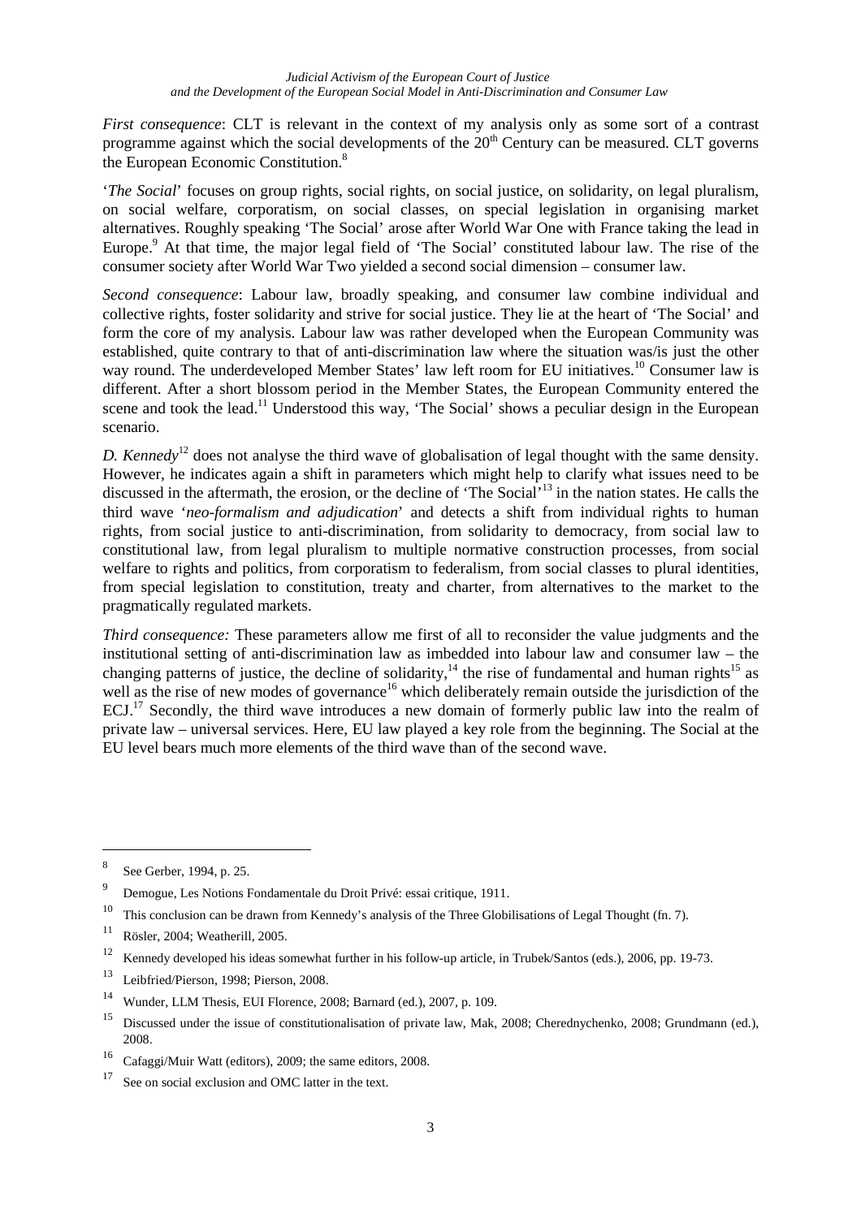*First consequence*: CLT is relevant in the context of my analysis only as some sort of a contrast programme against which the social developments of the 20th Century can be measured. CLT governs the European Economic Constitution.[8]

'*The Social*' focuses on group rights, social rights, on social justice, on solidarity, on legal pluralism, on social welfare, corporatism, on social classes, on special legislation in organising market alternatives. Roughly speaking 'The Social' arose after World War One with France taking the lead in Europe.[9] At that time, the major legal field of 'The Social' constituted labour law. The rise of the consumer society after World War Two yielded a second social dimension – consumer law.

*Second consequence*: Labour law, broadly speaking, and consumer law combine individual and collective rights, foster solidarity and strive for social justice. They lie at the heart of 'The Social' and form the core of my analysis. Labour law was rather developed when the European Community was established, quite contrary to that of anti-discrimination law where the situation was/is just the other way round. The underdeveloped Member States' law left room for EU initiatives.[10] Consumer law is different. After a short blossom period in the Member States, the European Community entered the scene and took the lead.[11] Understood this way, 'The Social' shows a peculiar design in the European scenario.

*D. Kennedy*[12] does not analyse the third wave of globalisation of legal thought with the same density. However, he indicates again a shift in parameters which might help to clarify what issues need to be discussed in the aftermath, the erosion, or the decline of 'The Social'[13] in the nation states. He calls the third wave '*neo-formalism and adjudication*' and detects a shift from individual rights to human rights, from social justice to anti-discrimination, from solidarity to democracy, from social law to constitutional law, from legal pluralism to multiple normative construction processes, from social welfare to rights and politics, from corporatism to federalism, from social classes to plural identities, from special legislation to constitution, treaty and charter, from alternatives to the market to the pragmatically regulated markets.

*Third consequence:* These parameters allow me first of all to reconsider the value judgments and the institutional setting of anti-discrimination law as imbedded into labour law and consumer law – the changing patterns of justice, the decline of solidarity,[14] the rise of fundamental and human rights[15] as well as the rise of new modes of governance[16] which deliberately remain outside the jurisdiction of the ECJ.[17] Secondly, the third wave introduces a new domain of formerly public law into the realm of private law – universal services. Here, EU law played a key role from the beginning. The Social at the EU level bears much more elements of the third wave than of the second wave.

---

[8] See Gerber, 1994, p. 25.

[9] Demogue, Les Notions Fondamentale du Droit Privé: essai critique, 1911.

[10] This conclusion can be drawn from Kennedy's analysis of the Three Globilisations of Legal Thought (fn. 7).

[11] Rösler, 2004; Weatherill, 2005.

[12] Kennedy developed his ideas somewhat further in his follow-up article, in Trubek/Santos (eds.), 2006, pp. 19-73.

[13] Leibfried/Pierson, 1998; Pierson, 2008.

[14] Wunder, LLM Thesis, EUI Florence, 2008; Barnard (ed.), 2007, p. 109.

[15] Discussed under the issue of constitutionalisation of private law, Mak, 2008; Cherednychenko, 2008; Grundmann (ed.), 2008.

[16] Cafaggi/Muir Watt (editors), 2009; the same editors, 2008.

[17] See on social exclusion and OMC latter in the text.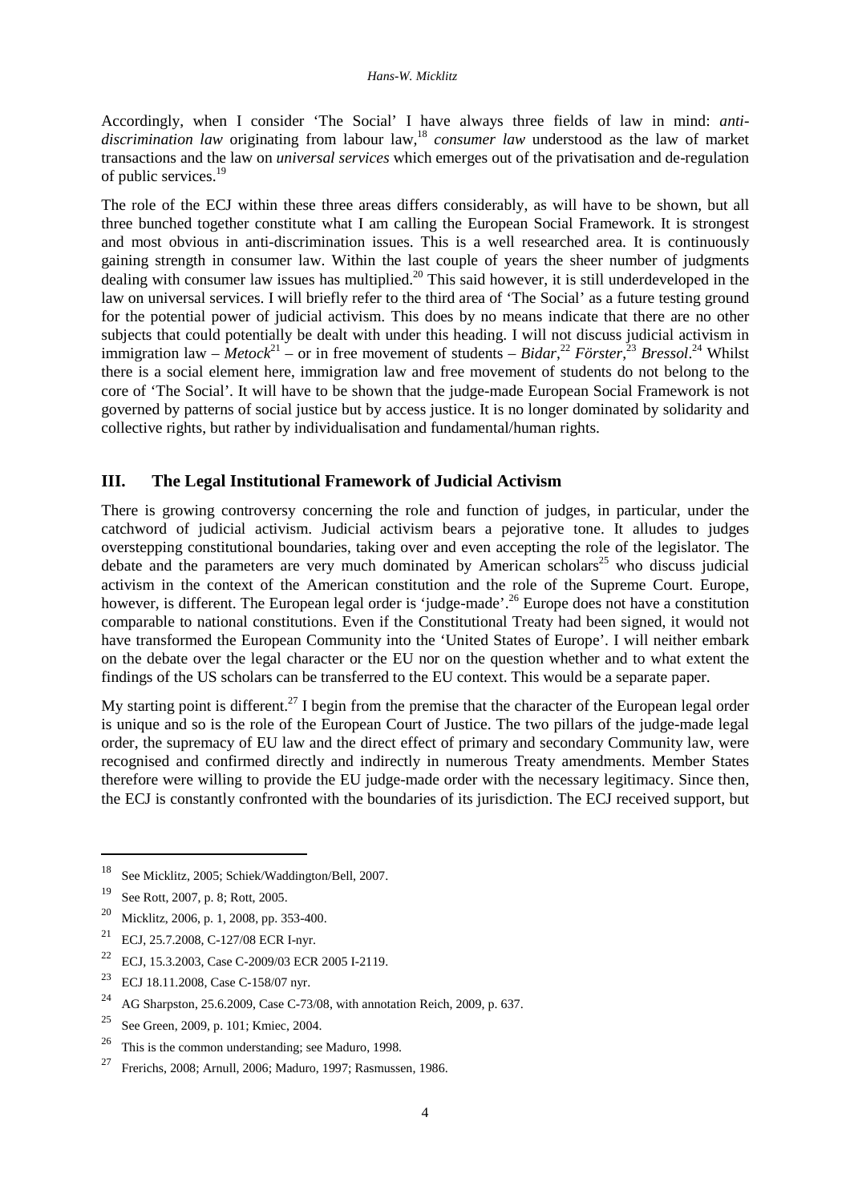Accordingly, when I consider 'The Social' I have always three fields of law in mind: *anti-discrimination law* originating from labour law,[18] *consumer law* understood as the law of market transactions and the law on *universal services* which emerges out of the privatisation and de-regulation of public services.[19]

The role of the ECJ within these three areas differs considerably, as will have to be shown, but all three bunched together constitute what I am calling the European Social Framework. It is strongest and most obvious in anti-discrimination issues. This is a well researched area. It is continuously gaining strength in consumer law. Within the last couple of years the sheer number of judgments dealing with consumer law issues has multiplied.[20] This said however, it is still underdeveloped in the law on universal services. I will briefly refer to the third area of 'The Social' as a future testing ground for the potential power of judicial activism. This does by no means indicate that there are no other subjects that could potentially be dealt with under this heading. I will not discuss judicial activism in immigration law – *Metock*[21] – or in free movement of students – *Bidar*,[22] *Förster*,[23] *Bressol*.[24] Whilst there is a social element here, immigration law and free movement of students do not belong to the core of 'The Social'. It will have to be shown that the judge-made European Social Framework is not governed by patterns of social justice but by access justice. It is no longer dominated by solidarity and collective rights, but rather by individualisation and fundamental/human rights.

## III. The Legal Institutional Framework of Judicial Activism

There is growing controversy concerning the role and function of judges, in particular, under the catchword of judicial activism. Judicial activism bears a pejorative tone. It alludes to judges overstepping constitutional boundaries, taking over and even accepting the role of the legislator. The debate and the parameters are very much dominated by American scholars[25] who discuss judicial activism in the context of the American constitution and the role of the Supreme Court. Europe, however, is different. The European legal order is 'judge-made'.[26] Europe does not have a constitution comparable to national constitutions. Even if the Constitutional Treaty had been signed, it would not have transformed the European Community into the 'United States of Europe'. I will neither embark on the debate over the legal character or the EU nor on the question whether and to what extent the findings of the US scholars can be transferred to the EU context. This would be a separate paper.

My starting point is different.[27] I begin from the premise that the character of the European legal order is unique and so is the role of the European Court of Justice. The two pillars of the judge-made legal order, the supremacy of EU law and the direct effect of primary and secondary Community law, were recognised and confirmed directly and indirectly in numerous Treaty amendments. Member States therefore were willing to provide the EU judge-made order with the necessary legitimacy. Since then, the ECJ is constantly confronted with the boundaries of its jurisdiction. The ECJ received support, but

---

18 See Micklitz, 2005; Schiek/Waddington/Bell, 2007.

19 See Rott, 2007, p. 8; Rott, 2005.

20 Micklitz, 2006, p. 1, 2008, pp. 353-400.

21 ECJ, 25.7.2008, C-127/08 ECR I-nyr.

22 ECJ, 15.3.2003, Case C-2009/03 ECR 2005 I-2119.

23 ECJ 18.11.2008, Case C-158/07 nyr.

24 AG Sharpston, 25.6.2009, Case C-73/08, with annotation Reich, 2009, p. 637.

25 See Green, 2009, p. 101; Kmiec, 2004.

26 This is the common understanding; see Maduro, 1998.

27 Frerichs, 2008; Arnull, 2006; Maduro, 1997; Rasmussen, 1986.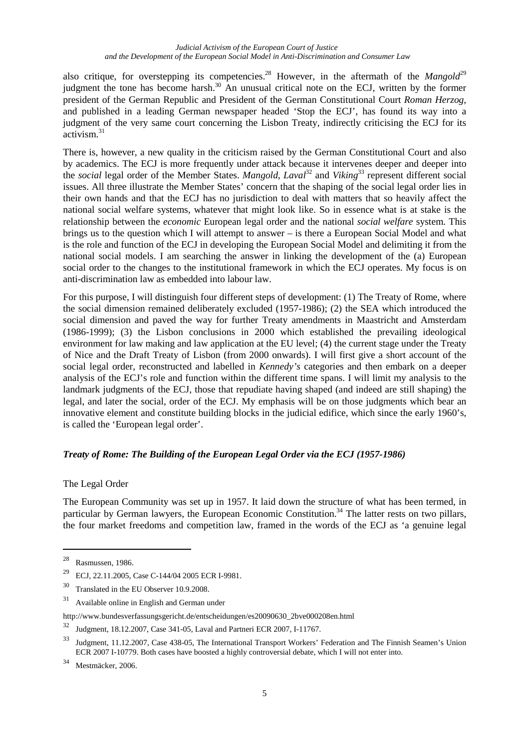also critique, for overstepping its competencies.[28] However, in the aftermath of the *Mangold*[29] judgment the tone has become harsh.[30] An unusual critical note on the ECJ, written by the former president of the German Republic and President of the German Constitutional Court *Roman Herzog*, and published in a leading German newspaper headed 'Stop the ECJ', has found its way into a judgment of the very same court concerning the Lisbon Treaty, indirectly criticising the ECJ for its activism.[31]

There is, however, a new quality in the criticism raised by the German Constitutional Court and also by academics. The ECJ is more frequently under attack because it intervenes deeper and deeper into the *social* legal order of the Member States. *Mangold*, *Laval*[32] and *Viking*[33] represent different social issues. All three illustrate the Member States' concern that the shaping of the social legal order lies in their own hands and that the ECJ has no jurisdiction to deal with matters that so heavily affect the national social welfare systems, whatever that might look like. So in essence what is at stake is the relationship between the *economic* European legal order and the national *social welfare* system. This brings us to the question which I will attempt to answer – is there a European Social Model and what is the role and function of the ECJ in developing the European Social Model and delimiting it from the national social models. I am searching the answer in linking the development of the (a) European social order to the changes to the institutional framework in which the ECJ operates. My focus is on anti-discrimination law as embedded into labour law.

For this purpose, I will distinguish four different steps of development: (1) The Treaty of Rome, where the social dimension remained deliberately excluded (1957-1986); (2) the SEA which introduced the social dimension and paved the way for further Treaty amendments in Maastricht and Amsterdam (1986-1999); (3) the Lisbon conclusions in 2000 which established the prevailing ideological environment for law making and law application at the EU level; (4) the current stage under the Treaty of Nice and the Draft Treaty of Lisbon (from 2000 onwards). I will first give a short account of the social legal order, reconstructed and labelled in *Kennedy's* categories and then embark on a deeper analysis of the ECJ's role and function within the different time spans. I will limit my analysis to the landmark judgments of the ECJ, those that repudiate having shaped (and indeed are still shaping) the legal, and later the social, order of the ECJ. My emphasis will be on those judgments which bear an innovative element and constitute building blocks in the judicial edifice, which since the early 1960's, is called the 'European legal order'.

### *Treaty of Rome: The Building of the European Legal Order via the ECJ (1957-1986)*

#### The Legal Order

The European Community was set up in 1957. It laid down the structure of what has been termed, in particular by German lawyers, the European Economic Constitution.[34] The latter rests on two pillars, the four market freedoms and competition law, framed in the words of the ECJ as 'a genuine legal

---

[28] Rasmussen, 1986.

[29] ECJ, 22.11.2005, Case C-144/04 2005 ECR I-9981.

[30] Translated in the EU Observer 10.9.2008.

[31] Available online in English and German under http://www.bundesverfassungsgericht.de/entscheidungen/es20090630_2bve000208en.html

[32] Judgment, 18.12.2007, Case 341-05, Laval and Partneri ECR 2007, I-11767.

[33] Judgment, 11.12.2007, Case 438-05, The International Transport Workers' Federation and The Finnish Seamen's Union ECR 2007 I-10779. Both cases have boosted a highly controversial debate, which I will not enter into.

[34] Mestmäcker, 2006.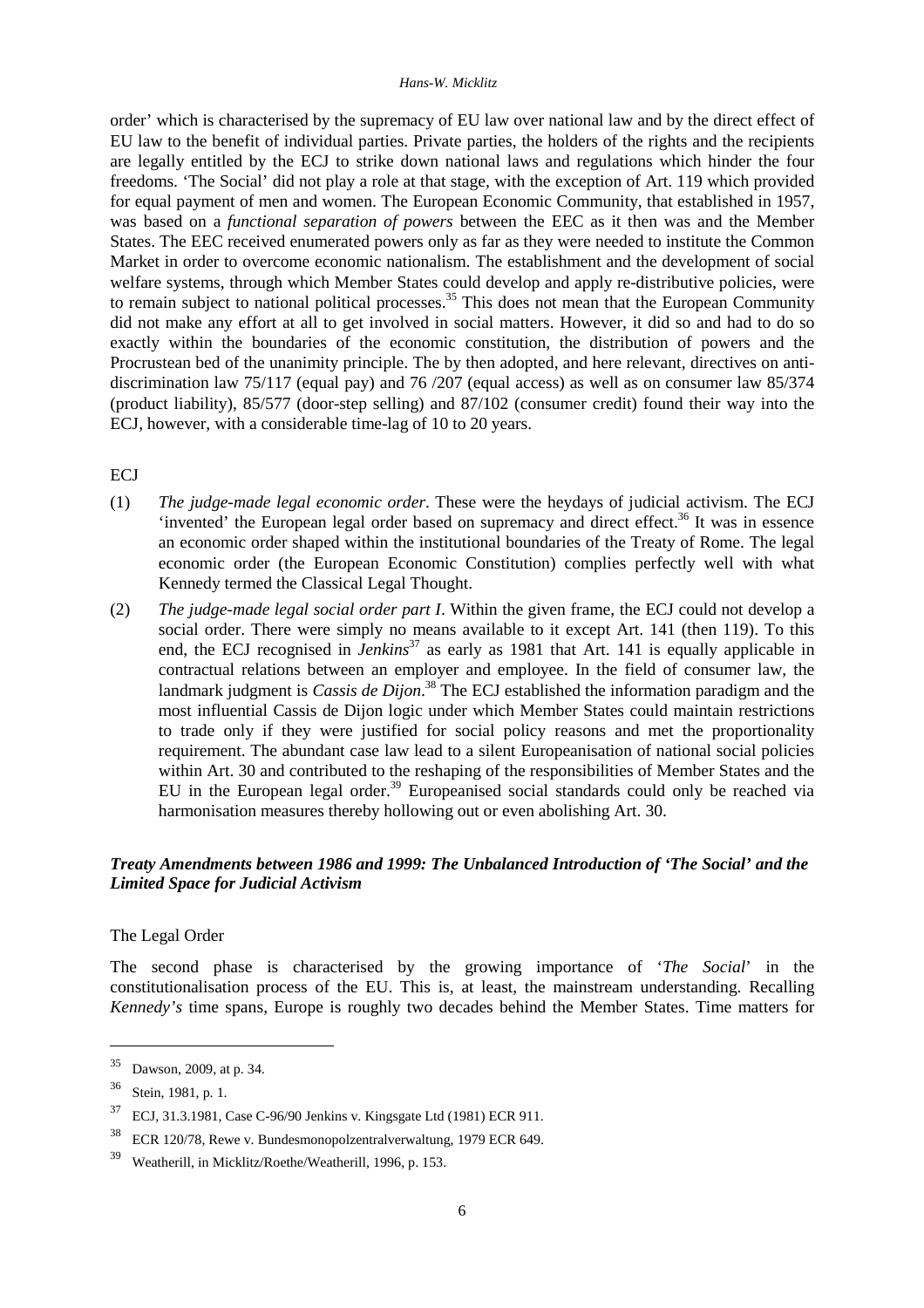order' which is characterised by the supremacy of EU law over national law and by the direct effect of EU law to the benefit of individual parties. Private parties, the holders of the rights and the recipients are legally entitled by the ECJ to strike down national laws and regulations which hinder the four freedoms. 'The Social' did not play a role at that stage, with the exception of Art. 119 which provided for equal payment of men and women. The European Economic Community, that established in 1957, was based on a *functional separation of powers* between the EEC as it then was and the Member States. The EEC received enumerated powers only as far as they were needed to institute the Common Market in order to overcome economic nationalism. The establishment and the development of social welfare systems, through which Member States could develop and apply re-distributive policies, were to remain subject to national political processes.[35] This does not mean that the European Community did not make any effort at all to get involved in social matters. However, it did so and had to do so exactly within the boundaries of the economic constitution, the distribution of powers and the Procrustean bed of the unanimity principle. The by then adopted, and here relevant, directives on anti-discrimination law 75/117 (equal pay) and 76 /207 (equal access) as well as on consumer law 85/374 (product liability), 85/577 (door-step selling) and 87/102 (consumer credit) found their way into the ECJ, however, with a considerable time-lag of 10 to 20 years.

ECJ

(1) *The judge-made legal economic order*. These were the heydays of judicial activism. The ECJ 'invented' the European legal order based on supremacy and direct effect.[36] It was in essence an economic order shaped within the institutional boundaries of the Treaty of Rome. The legal economic order (the European Economic Constitution) complies perfectly well with what Kennedy termed the Classical Legal Thought.

(2) *The judge-made legal social order part I*. Within the given frame, the ECJ could not develop a social order. There were simply no means available to it except Art. 141 (then 119). To this end, the ECJ recognised in *Jenkins*[37] as early as 1981 that Art. 141 is equally applicable in contractual relations between an employer and employee. In the field of consumer law, the landmark judgment is *Cassis de Dijon*.[38] The ECJ established the information paradigm and the most influential Cassis de Dijon logic under which Member States could maintain restrictions to trade only if they were justified for social policy reasons and met the proportionality requirement. The abundant case law lead to a silent Europeanisation of national social policies within Art. 30 and contributed to the reshaping of the responsibilities of Member States and the EU in the European legal order.[39] Europeanised social standards could only be reached via harmonisation measures thereby hollowing out or even abolishing Art. 30.

### *Treaty Amendments between 1986 and 1999: The Unbalanced Introduction of 'The Social' and the Limited Space for Judicial Activism*

The Legal Order

The second phase is characterised by the growing importance of '*The Social*' in the constitutionalisation process of the EU. This is, at least, the mainstream understanding. Recalling *Kennedy's* time spans, Europe is roughly two decades behind the Member States. Time matters for

---

[35] Dawson, 2009, at p. 34.

[36] Stein, 1981, p. 1.

[37] ECJ, 31.3.1981, Case C-96/90 Jenkins v. Kingsgate Ltd (1981) ECR 911.

[38] ECR 120/78, Rewe v. Bundesmonopolzentralverwaltung, 1979 ECR 649.

[39] Weatherill, in Micklitz/Roethe/Weatherill, 1996, p. 153.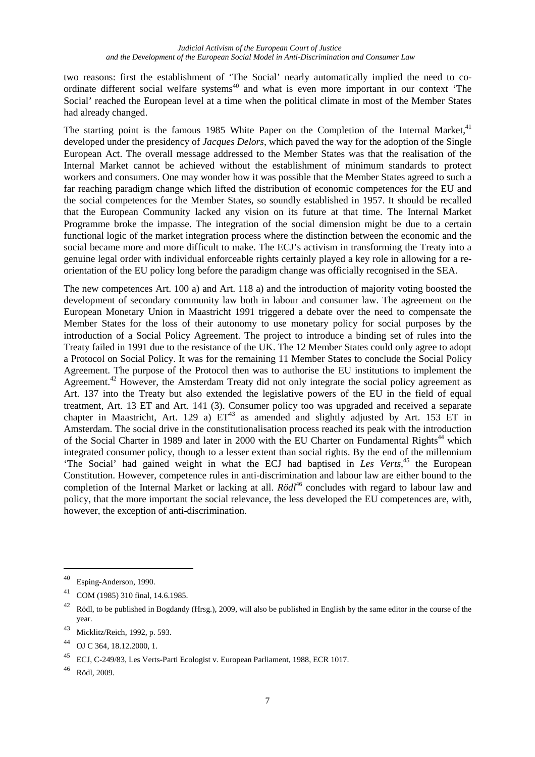two reasons: first the establishment of 'The Social' nearly automatically implied the need to co-ordinate different social welfare systems[40] and what is even more important in our context 'The Social' reached the European level at a time when the political climate in most of the Member States had already changed.

The starting point is the famous 1985 White Paper on the Completion of the Internal Market,[41] developed under the presidency of *Jacques Delors*, which paved the way for the adoption of the Single European Act. The overall message addressed to the Member States was that the realisation of the Internal Market cannot be achieved without the establishment of minimum standards to protect workers and consumers. One may wonder how it was possible that the Member States agreed to such a far reaching paradigm change which lifted the distribution of economic competences for the EU and the social competences for the Member States, so soundly established in 1957. It should be recalled that the European Community lacked any vision on its future at that time. The Internal Market Programme broke the impasse. The integration of the social dimension might be due to a certain functional logic of the market integration process where the distinction between the economic and the social became more and more difficult to make. The ECJ's activism in transforming the Treaty into a genuine legal order with individual enforceable rights certainly played a key role in allowing for a re-orientation of the EU policy long before the paradigm change was officially recognised in the SEA.

The new competences Art. 100 a) and Art. 118 a) and the introduction of majority voting boosted the development of secondary community law both in labour and consumer law. The agreement on the European Monetary Union in Maastricht 1991 triggered a debate over the need to compensate the Member States for the loss of their autonomy to use monetary policy for social purposes by the introduction of a Social Policy Agreement. The project to introduce a binding set of rules into the Treaty failed in 1991 due to the resistance of the UK. The 12 Member States could only agree to adopt a Protocol on Social Policy. It was for the remaining 11 Member States to conclude the Social Policy Agreement. The purpose of the Protocol then was to authorise the EU institutions to implement the Agreement.[42] However, the Amsterdam Treaty did not only integrate the social policy agreement as Art. 137 into the Treaty but also extended the legislative powers of the EU in the field of equal treatment, Art. 13 ET and Art. 141 (3). Consumer policy too was upgraded and received a separate chapter in Maastricht, Art. 129 a) ET[43] as amended and slightly adjusted by Art. 153 ET in Amsterdam. The social drive in the constitutionalisation process reached its peak with the introduction of the Social Charter in 1989 and later in 2000 with the EU Charter on Fundamental Rights[44] which integrated consumer policy, though to a lesser extent than social rights. By the end of the millennium 'The Social' had gained weight in what the ECJ had baptised in *Les Verts*,[45] the European Constitution. However, competence rules in anti-discrimination and labour law are either bound to the completion of the Internal Market or lacking at all. *Rödl*[46] concludes with regard to labour law and policy, that the more important the social relevance, the less developed the EU competences are, with, however, the exception of anti-discrimination.

---

[40] Esping-Anderson, 1990.

[41] COM (1985) 310 final, 14.6.1985.

[42] Rödl, to be published in Bogdandy (Hrsg.), 2009, will also be published in English by the same editor in the course of the year.

[43] Micklitz/Reich, 1992, p. 593.

[44] OJ C 364, 18.12.2000, 1.

[45] ECJ, C-249/83, Les Verts-Parti Ecologist v. European Parliament, 1988, ECR 1017.

[46] Rödl, 2009.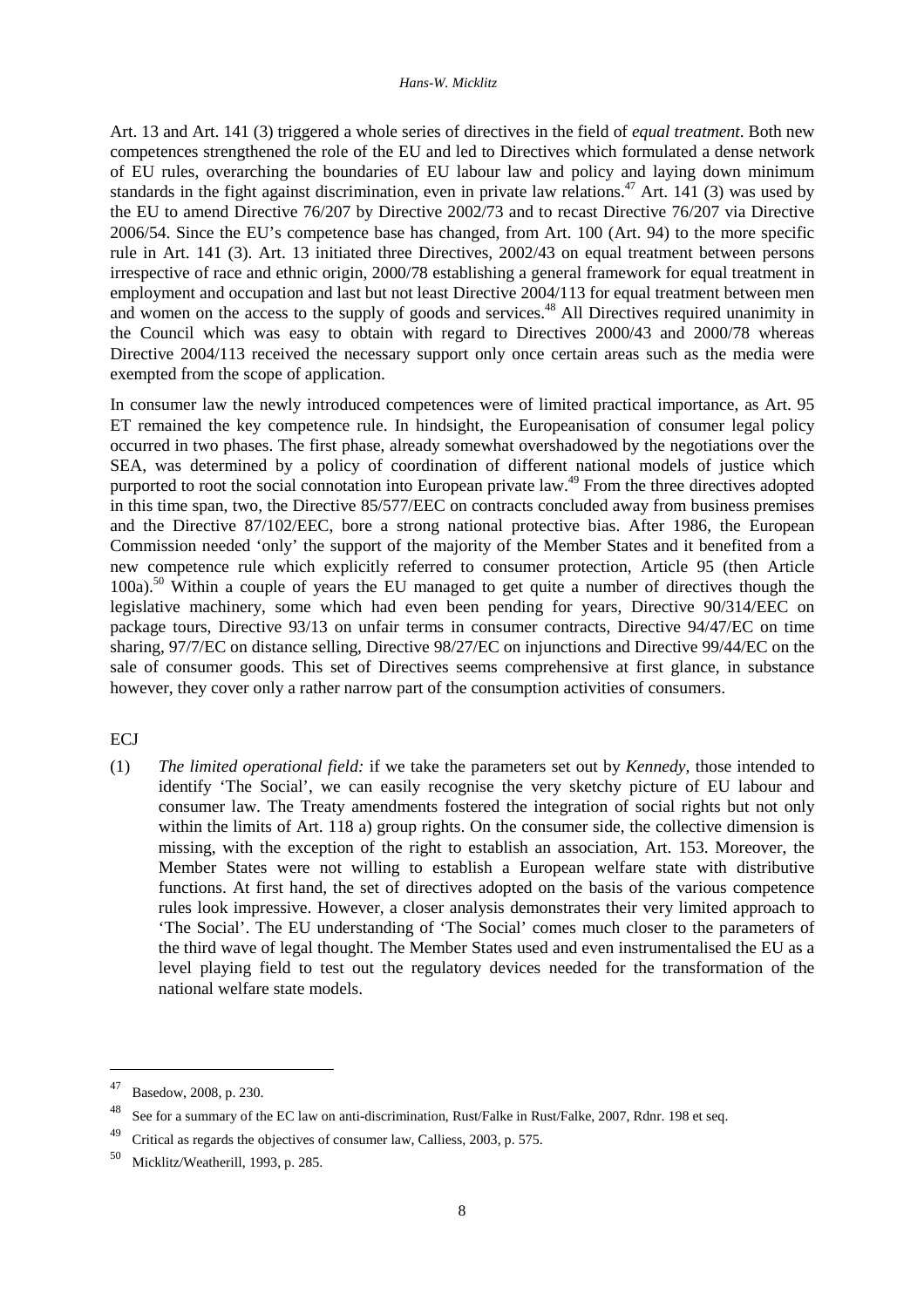Art. 13 and Art. 141 (3) triggered a whole series of directives in the field of *equal treatment*. Both new competences strengthened the role of the EU and led to Directives which formulated a dense network of EU rules, overarching the boundaries of EU labour law and policy and laying down minimum standards in the fight against discrimination, even in private law relations.[47] Art. 141 (3) was used by the EU to amend Directive 76/207 by Directive 2002/73 and to recast Directive 76/207 via Directive 2006/54. Since the EU's competence base has changed, from Art. 100 (Art. 94) to the more specific rule in Art. 141 (3). Art. 13 initiated three Directives, 2002/43 on equal treatment between persons irrespective of race and ethnic origin, 2000/78 establishing a general framework for equal treatment in employment and occupation and last but not least Directive 2004/113 for equal treatment between men and women on the access to the supply of goods and services.[48] All Directives required unanimity in the Council which was easy to obtain with regard to Directives 2000/43 and 2000/78 whereas Directive 2004/113 received the necessary support only once certain areas such as the media were exempted from the scope of application.

In consumer law the newly introduced competences were of limited practical importance, as Art. 95 ET remained the key competence rule. In hindsight, the Europeanisation of consumer legal policy occurred in two phases. The first phase, already somewhat overshadowed by the negotiations over the SEA, was determined by a policy of coordination of different national models of justice which purported to root the social connotation into European private law.[49] From the three directives adopted in this time span, two, the Directive 85/577/EEC on contracts concluded away from business premises and the Directive 87/102/EEC, bore a strong national protective bias. After 1986, the European Commission needed 'only' the support of the majority of the Member States and it benefited from a new competence rule which explicitly referred to consumer protection, Article 95 (then Article 100a).[50] Within a couple of years the EU managed to get quite a number of directives though the legislative machinery, some which had even been pending for years, Directive 90/314/EEC on package tours, Directive 93/13 on unfair terms in consumer contracts, Directive 94/47/EC on time sharing, 97/7/EC on distance selling, Directive 98/27/EC on injunctions and Directive 99/44/EC on the sale of consumer goods. This set of Directives seems comprehensive at first glance, in substance however, they cover only a rather narrow part of the consumption activities of consumers.

ECJ

(1) *The limited operational field:* if we take the parameters set out by *Kennedy*, those intended to identify 'The Social', we can easily recognise the very sketchy picture of EU labour and consumer law. The Treaty amendments fostered the integration of social rights but not only within the limits of Art. 118 a) group rights. On the consumer side, the collective dimension is missing, with the exception of the right to establish an association, Art. 153. Moreover, the Member States were not willing to establish a European welfare state with distributive functions. At first hand, the set of directives adopted on the basis of the various competence rules look impressive. However, a closer analysis demonstrates their very limited approach to 'The Social'. The EU understanding of 'The Social' comes much closer to the parameters of the third wave of legal thought. The Member States used and even instrumentalised the EU as a level playing field to test out the regulatory devices needed for the transformation of the national welfare state models.

---

[47] Basedow, 2008, p. 230.

[48] See for a summary of the EC law on anti-discrimination, Rust/Falke in Rust/Falke, 2007, Rdnr. 198 et seq.

[49] Critical as regards the objectives of consumer law, Calliess, 2003, p. 575.

[50] Micklitz/Weatherill, 1993, p. 285.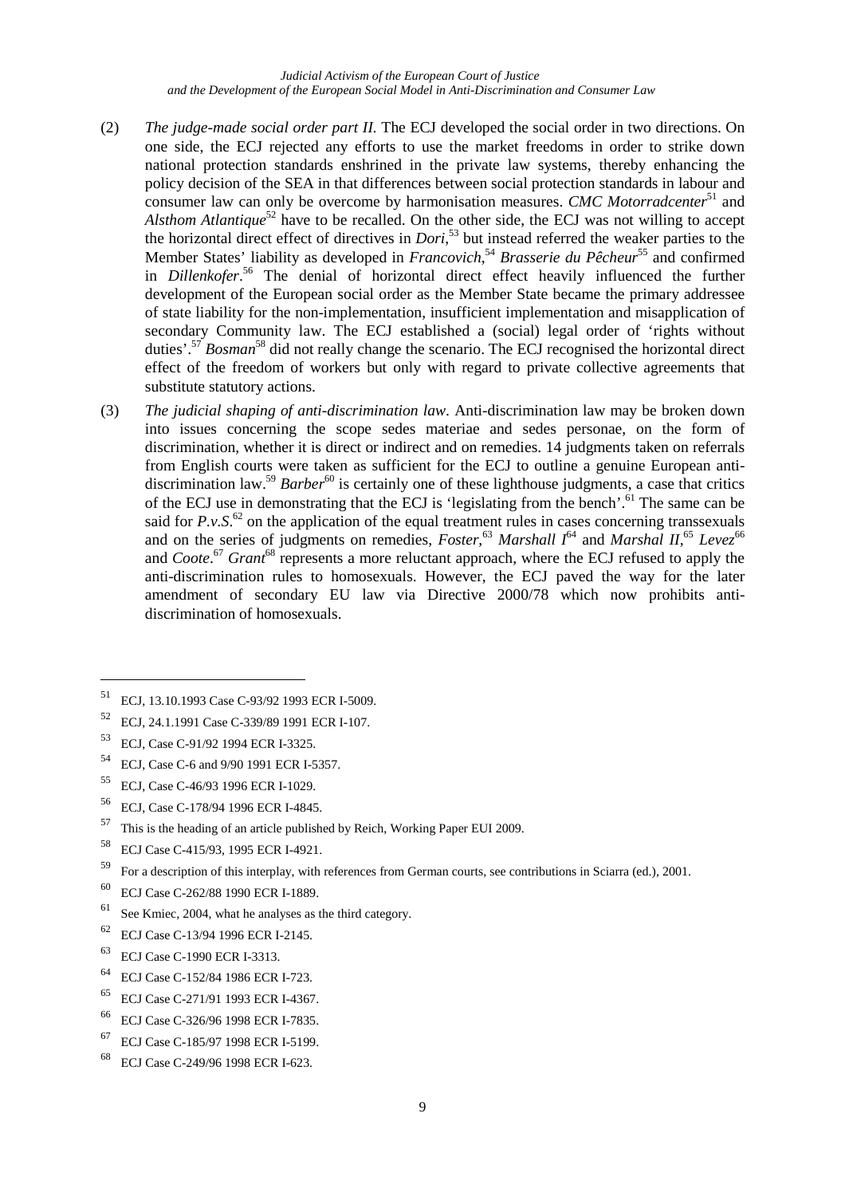(2) *The judge-made social order part II.* The ECJ developed the social order in two directions. On one side, the ECJ rejected any efforts to use the market freedoms in order to strike down national protection standards enshrined in the private law systems, thereby enhancing the policy decision of the SEA in that differences between social protection standards in labour and consumer law can only be overcome by harmonisation measures. *CMC Motorradcenter*[51] and *Alsthom Atlantique*[52] have to be recalled. On the other side, the ECJ was not willing to accept the horizontal direct effect of directives in *Dori*,[53] but instead referred the weaker parties to the Member States' liability as developed in *Francovich*,[54] *Brasserie du Pêcheur*[55] and confirmed in *Dillenkofer*.[56] The denial of horizontal direct effect heavily influenced the further development of the European social order as the Member State became the primary addressee of state liability for the non-implementation, insufficient implementation and misapplication of secondary Community law. The ECJ established a (social) legal order of 'rights without duties'.[57] *Bosman*[58] did not really change the scenario. The ECJ recognised the horizontal direct effect of the freedom of workers but only with regard to private collective agreements that substitute statutory actions.

(3) *The judicial shaping of anti-discrimination law.* Anti-discrimination law may be broken down into issues concerning the scope sedes materiae and sedes personae, on the form of discrimination, whether it is direct or indirect and on remedies. 14 judgments taken on referrals from English courts were taken as sufficient for the ECJ to outline a genuine European anti-discrimination law.[59] *Barber*[60] is certainly one of these lighthouse judgments, a case that critics of the ECJ use in demonstrating that the ECJ is 'legislating from the bench'.[61] The same can be said for *P.v.S.*[62] on the application of the equal treatment rules in cases concerning transsexuals and on the series of judgments on remedies, *Foster*,[63] *Marshall I*[64] and *Marshal II*,[65] *Levez*[66] and *Coote*.[67] *Grant*[68] represents a more reluctant approach, where the ECJ refused to apply the anti-discrimination rules to homosexuals. However, the ECJ paved the way for the later amendment of secondary EU law via Directive 2000/78 which now prohibits anti-discrimination of homosexuals.

---

[51] ECJ, 13.10.1993 Case C-93/92 1993 ECR I-5009.

[52] ECJ, 24.1.1991 Case C-339/89 1991 ECR I-107.

[53] ECJ, Case C-91/92 1994 ECR I-3325.

[54] ECJ, Case C-6 and 9/90 1991 ECR I-5357.

[55] ECJ, Case C-46/93 1996 ECR I-1029.

[56] ECJ, Case C-178/94 1996 ECR I-4845.

[57] This is the heading of an article published by Reich, Working Paper EUI 2009.

[58] ECJ Case C-415/93, 1995 ECR I-4921.

[59] For a description of this interplay, with references from German courts, see contributions in Sciarra (ed.), 2001.

[60] ECJ Case C-262/88 1990 ECR I-1889.

[61] See Kmiec, 2004, what he analyses as the third category.

[62] ECJ Case C-13/94 1996 ECR I-2145.

[63] ECJ Case C-1990 ECR I-3313.

[64] ECJ Case C-152/84 1986 ECR I-723.

[65] ECJ Case C-271/91 1993 ECR I-4367.

[66] ECJ Case C-326/96 1998 ECR I-7835.

[67] ECJ Case C-185/97 1998 ECR I-5199.

[68] ECJ Case C-249/96 1998 ECR I-623.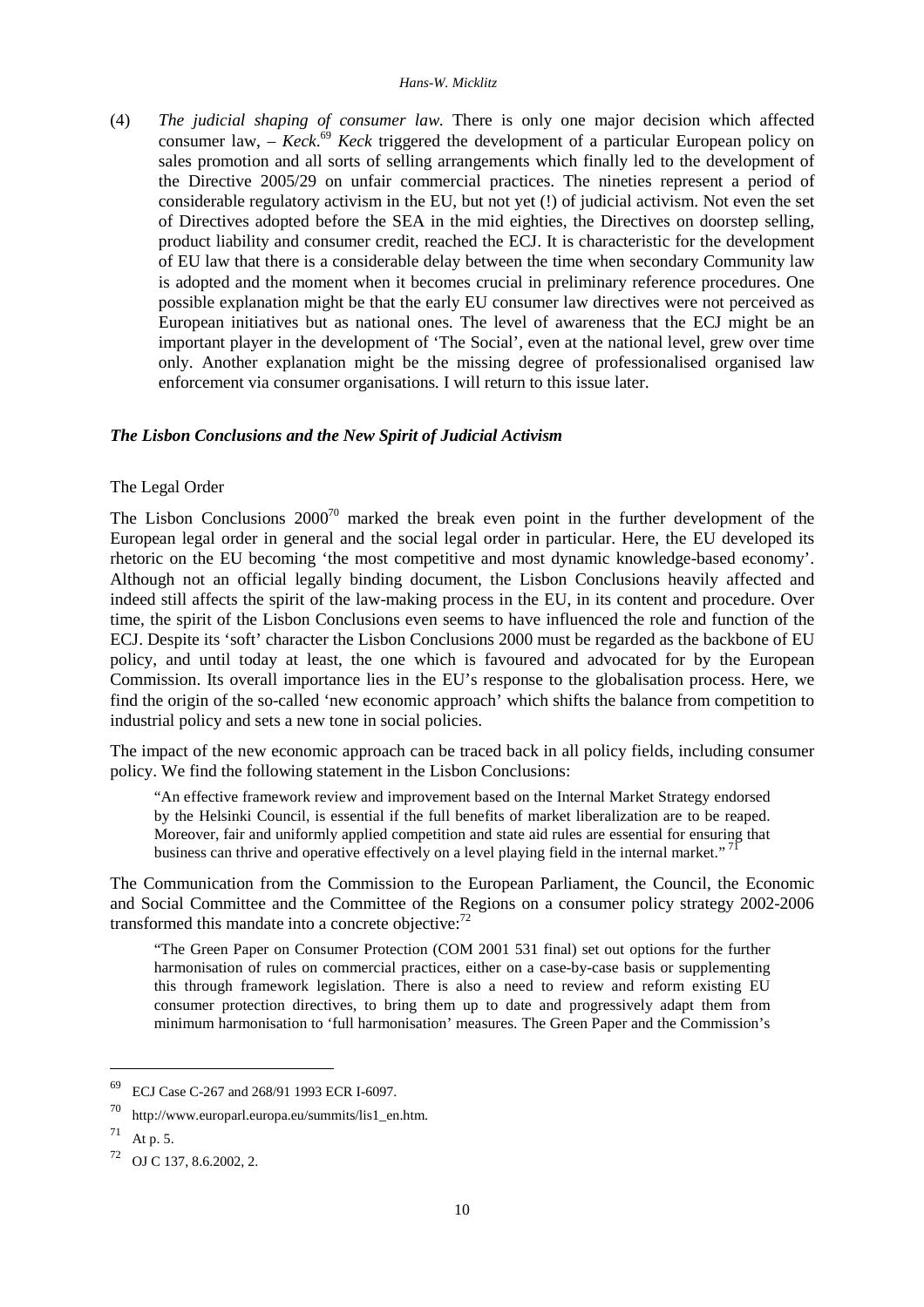(4) *The judicial shaping of consumer law.* There is only one major decision which affected consumer law, – *Keck*.[69] *Keck* triggered the development of a particular European policy on sales promotion and all sorts of selling arrangements which finally led to the development of the Directive 2005/29 on unfair commercial practices. The nineties represent a period of considerable regulatory activism in the EU, but not yet (!) of judicial activism. Not even the set of Directives adopted before the SEA in the mid eighties, the Directives on doorstep selling, product liability and consumer credit, reached the ECJ. It is characteristic for the development of EU law that there is a considerable delay between the time when secondary Community law is adopted and the moment when it becomes crucial in preliminary reference procedures. One possible explanation might be that the early EU consumer law directives were not perceived as European initiatives but as national ones. The level of awareness that the ECJ might be an important player in the development of 'The Social', even at the national level, grew over time only. Another explanation might be the missing degree of professionalised organised law enforcement via consumer organisations. I will return to this issue later.

### *The Lisbon Conclusions and the New Spirit of Judicial Activism*

#### The Legal Order

The Lisbon Conclusions 2000[70] marked the break even point in the further development of the European legal order in general and the social legal order in particular. Here, the EU developed its rhetoric on the EU becoming 'the most competitive and most dynamic knowledge-based economy'. Although not an official legally binding document, the Lisbon Conclusions heavily affected and indeed still affects the spirit of the law-making process in the EU, in its content and procedure. Over time, the spirit of the Lisbon Conclusions even seems to have influenced the role and function of the ECJ. Despite its 'soft' character the Lisbon Conclusions 2000 must be regarded as the backbone of EU policy, and until today at least, the one which is favoured and advocated for by the European Commission. Its overall importance lies in the EU's response to the globalisation process. Here, we find the origin of the so-called 'new economic approach' which shifts the balance from competition to industrial policy and sets a new tone in social policies.

The impact of the new economic approach can be traced back in all policy fields, including consumer policy. We find the following statement in the Lisbon Conclusions:

> "An effective framework review and improvement based on the Internal Market Strategy endorsed by the Helsinki Council, is essential if the full benefits of market liberalization are to be reaped. Moreover, fair and uniformly applied competition and state aid rules are essential for ensuring that business can thrive and operative effectively on a level playing field in the internal market." [71]

The Communication from the Commission to the European Parliament, the Council, the Economic and Social Committee and the Committee of the Regions on a consumer policy strategy 2002-2006 transformed this mandate into a concrete objective:[72]

> "The Green Paper on Consumer Protection (COM 2001 531 final) set out options for the further harmonisation of rules on commercial practices, either on a case-by-case basis or supplementing this through framework legislation. There is also a need to review and reform existing EU consumer protection directives, to bring them up to date and progressively adapt them from minimum harmonisation to 'full harmonisation' measures. The Green Paper and the Commission's

---

[69] ECJ Case C-267 and 268/91 1993 ECR I-6097.

[70] http://www.europarl.europa.eu/summits/lis1_en.htm.

[71] At p. 5.

[72] OJ C 137, 8.6.2002, 2.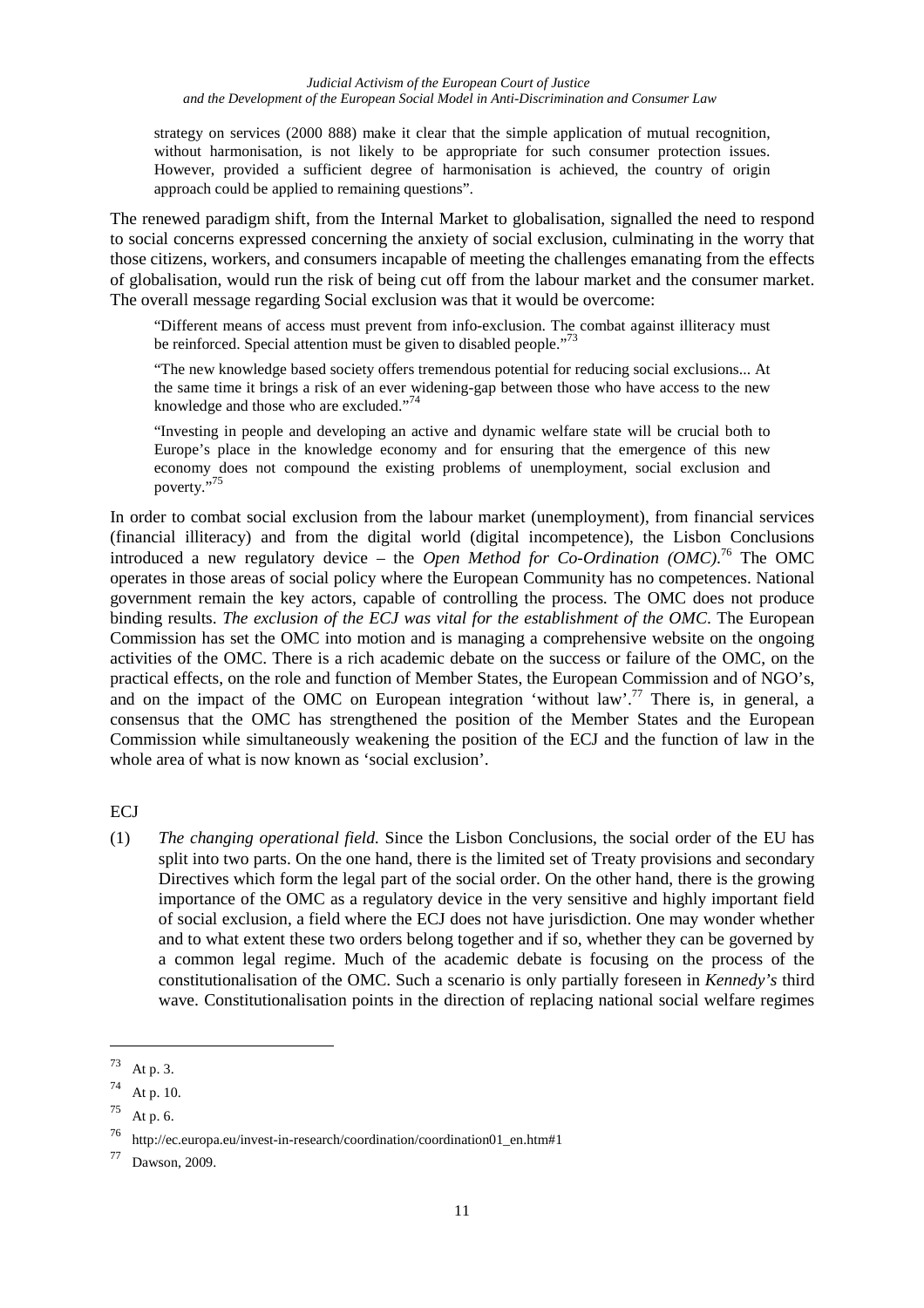strategy on services (2000 888) make it clear that the simple application of mutual recognition, without harmonisation, is not likely to be appropriate for such consumer protection issues. However, provided a sufficient degree of harmonisation is achieved, the country of origin approach could be applied to remaining questions".

The renewed paradigm shift, from the Internal Market to globalisation, signalled the need to respond to social concerns expressed concerning the anxiety of social exclusion, culminating in the worry that those citizens, workers, and consumers incapable of meeting the challenges emanating from the effects of globalisation, would run the risk of being cut off from the labour market and the consumer market. The overall message regarding Social exclusion was that it would be overcome:

> "Different means of access must prevent from info-exclusion. The combat against illiteracy must be reinforced. Special attention must be given to disabled people."[73]
>
> "The new knowledge based society offers tremendous potential for reducing social exclusions... At the same time it brings a risk of an ever widening-gap between those who have access to the new knowledge and those who are excluded."[74]
>
> "Investing in people and developing an active and dynamic welfare state will be crucial both to Europe's place in the knowledge economy and for ensuring that the emergence of this new economy does not compound the existing problems of unemployment, social exclusion and poverty."[75]

In order to combat social exclusion from the labour market (unemployment), from financial services (financial illiteracy) and from the digital world (digital incompetence), the Lisbon Conclusions introduced a new regulatory device – the *Open Method for Co-Ordination (OMC)*.[76] The OMC operates in those areas of social policy where the European Community has no competences. National government remain the key actors, capable of controlling the process. The OMC does not produce binding results. *The exclusion of the ECJ was vital for the establishment of the OMC*. The European Commission has set the OMC into motion and is managing a comprehensive website on the ongoing activities of the OMC. There is a rich academic debate on the success or failure of the OMC, on the practical effects, on the role and function of Member States, the European Commission and of NGO's, and on the impact of the OMC on European integration 'without law'.[77] There is, in general, a consensus that the OMC has strengthened the position of the Member States and the European Commission while simultaneously weakening the position of the ECJ and the function of law in the whole area of what is now known as 'social exclusion'.

ECJ

(1) *The changing operational field.* Since the Lisbon Conclusions, the social order of the EU has split into two parts. On the one hand, there is the limited set of Treaty provisions and secondary Directives which form the legal part of the social order. On the other hand, there is the growing importance of the OMC as a regulatory device in the very sensitive and highly important field of social exclusion, a field where the ECJ does not have jurisdiction. One may wonder whether and to what extent these two orders belong together and if so, whether they can be governed by a common legal regime. Much of the academic debate is focusing on the process of the constitutionalisation of the OMC. Such a scenario is only partially foreseen in *Kennedy's* third wave. Constitutionalisation points in the direction of replacing national social welfare regimes

---

[73] At p. 3.

[74] At p. 10.

[75] At p. 6.

[76] http://ec.europa.eu/invest-in-research/coordination/coordination01_en.htm#1

[77] Dawson, 2009.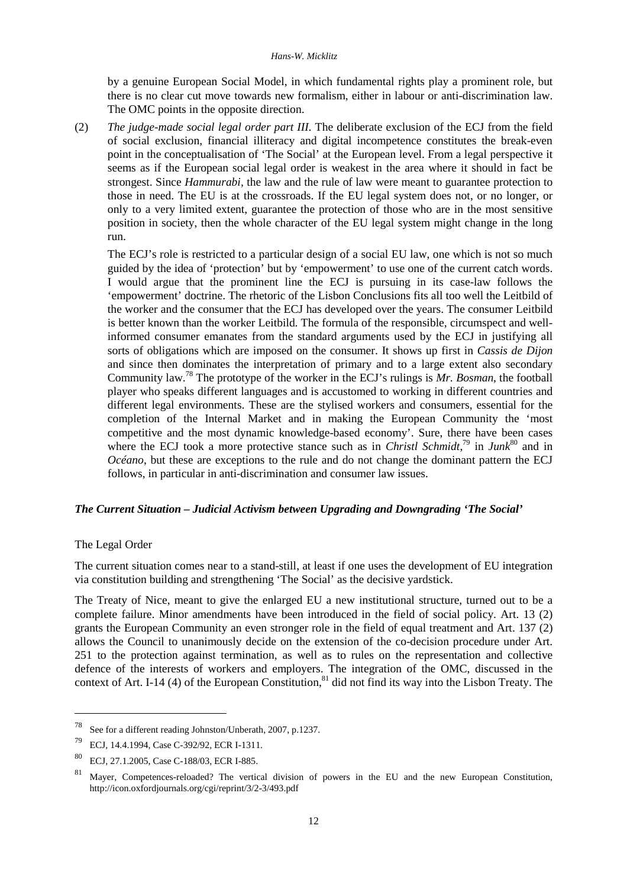by a genuine European Social Model, in which fundamental rights play a prominent role, but there is no clear cut move towards new formalism, either in labour or anti-discrimination law. The OMC points in the opposite direction.

(2) *The judge-made social legal order part III.* The deliberate exclusion of the ECJ from the field of social exclusion, financial illiteracy and digital incompetence constitutes the break-even point in the conceptualisation of 'The Social' at the European level. From a legal perspective it seems as if the European social legal order is weakest in the area where it should in fact be strongest. Since *Hammurabi*, the law and the rule of law were meant to guarantee protection to those in need. The EU is at the crossroads. If the EU legal system does not, or no longer, or only to a very limited extent, guarantee the protection of those who are in the most sensitive position in society, then the whole character of the EU legal system might change in the long run.

The ECJ's role is restricted to a particular design of a social EU law, one which is not so much guided by the idea of 'protection' but by 'empowerment' to use one of the current catch words. I would argue that the prominent line the ECJ is pursuing in its case-law follows the 'empowerment' doctrine. The rhetoric of the Lisbon Conclusions fits all too well the Leitbild of the worker and the consumer that the ECJ has developed over the years. The consumer Leitbild is better known than the worker Leitbild. The formula of the responsible, circumspect and well-informed consumer emanates from the standard arguments used by the ECJ in justifying all sorts of obligations which are imposed on the consumer. It shows up first in *Cassis de Dijon* and since then dominates the interpretation of primary and to a large extent also secondary Community law.[78] The prototype of the worker in the ECJ's rulings is *Mr. Bosman*, the football player who speaks different languages and is accustomed to working in different countries and different legal environments. These are the stylised workers and consumers, essential for the completion of the Internal Market and in making the European Community the 'most competitive and the most dynamic knowledge-based economy'. Sure, there have been cases where the ECJ took a more protective stance such as in *Christl Schmidt*,[79] in *Junk*[80] and in *Océano*, but these are exceptions to the rule and do not change the dominant pattern the ECJ follows, in particular in anti-discrimination and consumer law issues.

### *The Current Situation – Judicial Activism between Upgrading and Downgrading 'The Social'*

#### The Legal Order

The current situation comes near to a stand-still, at least if one uses the development of EU integration via constitution building and strengthening 'The Social' as the decisive yardstick.

The Treaty of Nice, meant to give the enlarged EU a new institutional structure, turned out to be a complete failure. Minor amendments have been introduced in the field of social policy. Art. 13 (2) grants the European Community an even stronger role in the field of equal treatment and Art. 137 (2) allows the Council to unanimously decide on the extension of the co-decision procedure under Art. 251 to the protection against termination, as well as to rules on the representation and collective defence of the interests of workers and employers. The integration of the OMC, discussed in the context of Art. I-14 (4) of the European Constitution,[81] did not find its way into the Lisbon Treaty. The

---

[78] See for a different reading Johnston/Unberath, 2007, p.1237.

[79] ECJ, 14.4.1994, Case C-392/92, ECR I-1311.

[80] ECJ, 27.1.2005, Case C-188/03, ECR I-885.

[81] Mayer, Competences-reloaded? The vertical division of powers in the EU and the new European Constitution, http://icon.oxfordjournals.org/cgi/reprint/3/2-3/493.pdf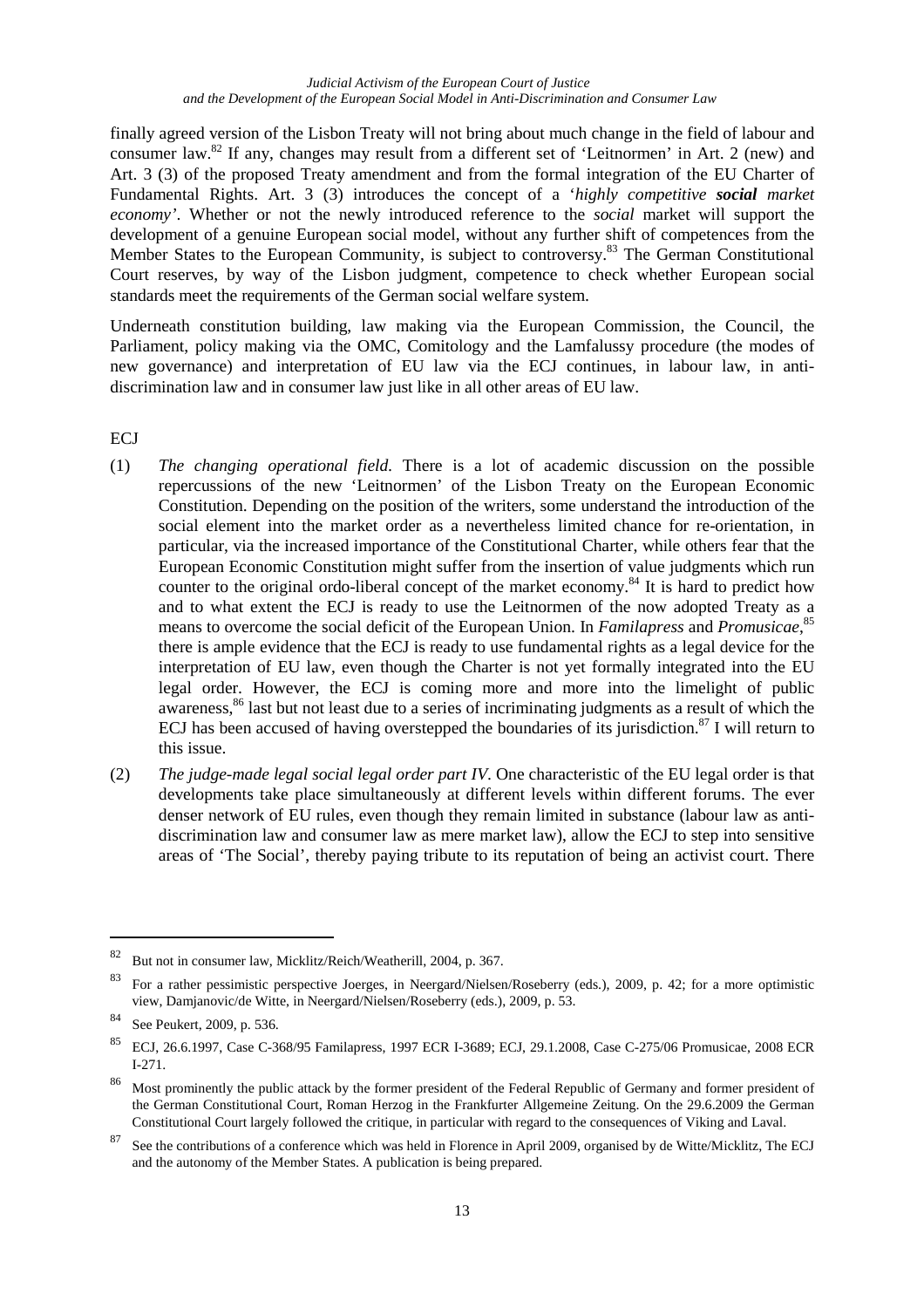finally agreed version of the Lisbon Treaty will not bring about much change in the field of labour and consumer law.[82] If any, changes may result from a different set of 'Leitnormen' in Art. 2 (new) and Art. 3 (3) of the proposed Treaty amendment and from the formal integration of the EU Charter of Fundamental Rights. Art. 3 (3) introduces the concept of a '*highly competitive **social** market economy'*. Whether or not the newly introduced reference to the *social* market will support the development of a genuine European social model, without any further shift of competences from the Member States to the European Community, is subject to controversy.[83] The German Constitutional Court reserves, by way of the Lisbon judgment, competence to check whether European social standards meet the requirements of the German social welfare system.

Underneath constitution building, law making via the European Commission, the Council, the Parliament, policy making via the OMC, Comitology and the Lamfalussy procedure (the modes of new governance) and interpretation of EU law via the ECJ continues, in labour law, in anti-discrimination law and in consumer law just like in all other areas of EU law.

ECJ

(1) *The changing operational field.* There is a lot of academic discussion on the possible repercussions of the new 'Leitnormen' of the Lisbon Treaty on the European Economic Constitution. Depending on the position of the writers, some understand the introduction of the social element into the market order as a nevertheless limited chance for re-orientation, in particular, via the increased importance of the Constitutional Charter, while others fear that the European Economic Constitution might suffer from the insertion of value judgments which run counter to the original ordo-liberal concept of the market economy.[84] It is hard to predict how and to what extent the ECJ is ready to use the Leitnormen of the now adopted Treaty as a means to overcome the social deficit of the European Union. In *Familapress* and *Promusicae*,[85] there is ample evidence that the ECJ is ready to use fundamental rights as a legal device for the interpretation of EU law, even though the Charter is not yet formally integrated into the EU legal order. However, the ECJ is coming more and more into the limelight of public awareness,[86] last but not least due to a series of incriminating judgments as a result of which the ECJ has been accused of having overstepped the boundaries of its jurisdiction.[87] I will return to this issue.

(2) *The judge-made legal social legal order part IV.* One characteristic of the EU legal order is that developments take place simultaneously at different levels within different forums. The ever denser network of EU rules, even though they remain limited in substance (labour law as anti-discrimination law and consumer law as mere market law), allow the ECJ to step into sensitive areas of 'The Social', thereby paying tribute to its reputation of being an activist court. There

---

[82] But not in consumer law, Micklitz/Reich/Weatherill, 2004, p. 367.

[83] For a rather pessimistic perspective Joerges, in Neergard/Nielsen/Roseberry (eds.), 2009, p. 42; for a more optimistic view, Damjanovic/de Witte, in Neergard/Nielsen/Roseberry (eds.), 2009, p. 53.

[84] See Peukert, 2009, p. 536.

[85] ECJ, 26.6.1997, Case C-368/95 Familapress, 1997 ECR I-3689; ECJ, 29.1.2008, Case C-275/06 Promusicae, 2008 ECR I-271.

[86] Most prominently the public attack by the former president of the Federal Republic of Germany and former president of the German Constitutional Court, Roman Herzog in the Frankfurter Allgemeine Zeitung. On the 29.6.2009 the German Constitutional Court largely followed the critique, in particular with regard to the consequences of Viking and Laval.

[87] See the contributions of a conference which was held in Florence in April 2009, organised by de Witte/Micklitz, The ECJ and the autonomy of the Member States. A publication is being prepared.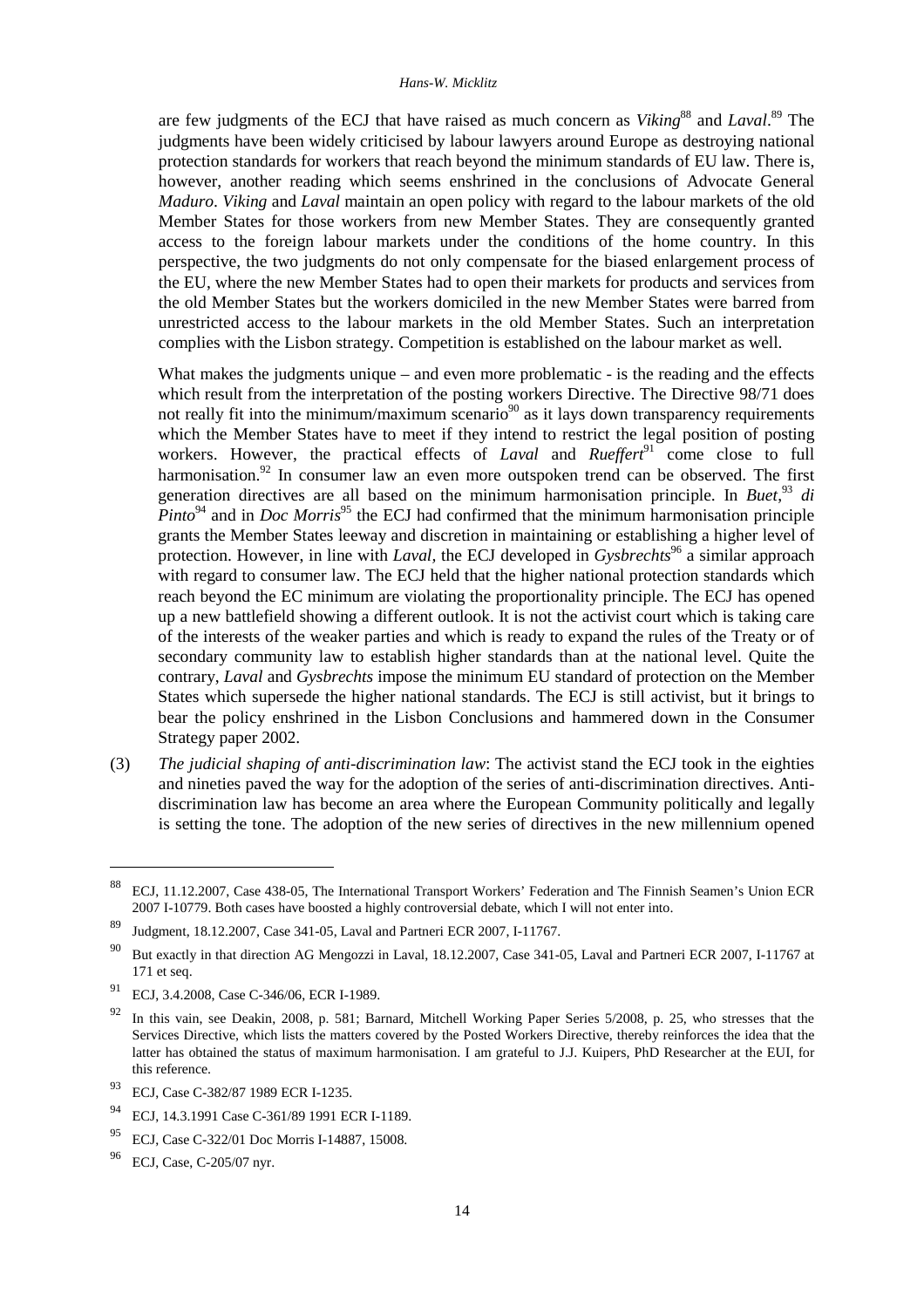are few judgments of the ECJ that have raised as much concern as *Viking*[88] and *Laval*.[89] The judgments have been widely criticised by labour lawyers around Europe as destroying national protection standards for workers that reach beyond the minimum standards of EU law. There is, however, another reading which seems enshrined in the conclusions of Advocate General *Maduro*. *Viking* and *Laval* maintain an open policy with regard to the labour markets of the old Member States for those workers from new Member States. They are consequently granted access to the foreign labour markets under the conditions of the home country. In this perspective, the two judgments do not only compensate for the biased enlargement process of the EU, where the new Member States had to open their markets for products and services from the old Member States but the workers domiciled in the new Member States were barred from unrestricted access to the labour markets in the old Member States. Such an interpretation complies with the Lisbon strategy. Competition is established on the labour market as well.

What makes the judgments unique – and even more problematic - is the reading and the effects which result from the interpretation of the posting workers Directive. The Directive 98/71 does not really fit into the minimum/maximum scenario[90] as it lays down transparency requirements which the Member States have to meet if they intend to restrict the legal position of posting workers. However, the practical effects of *Laval* and *Rueffert*[91] come close to full harmonisation.[92] In consumer law an even more outspoken trend can be observed. The first generation directives are all based on the minimum harmonisation principle. In *Buet*,[93] *di Pinto*[94] and in *Doc Morris*[95] the ECJ had confirmed that the minimum harmonisation principle grants the Member States leeway and discretion in maintaining or establishing a higher level of protection. However, in line with *Laval*, the ECJ developed in *Gysbrechts*[96] a similar approach with regard to consumer law. The ECJ held that the higher national protection standards which reach beyond the EC minimum are violating the proportionality principle. The ECJ has opened up a new battlefield showing a different outlook. It is not the activist court which is taking care of the interests of the weaker parties and which is ready to expand the rules of the Treaty or of secondary community law to establish higher standards than at the national level. Quite the contrary, *Laval* and *Gysbrechts* impose the minimum EU standard of protection on the Member States which supersede the higher national standards. The ECJ is still activist, but it brings to bear the policy enshrined in the Lisbon Conclusions and hammered down in the Consumer Strategy paper 2002.

(3) *The judicial shaping of anti-discrimination law*: The activist stand the ECJ took in the eighties and nineties paved the way for the adoption of the series of anti-discrimination directives. Anti-discrimination law has become an area where the European Community politically and legally is setting the tone. The adoption of the new series of directives in the new millennium opened

---

[88] ECJ, 11.12.2007, Case 438-05, The International Transport Workers' Federation and The Finnish Seamen's Union ECR 2007 I-10779. Both cases have boosted a highly controversial debate, which I will not enter into.

[89] Judgment, 18.12.2007, Case 341-05, Laval and Partneri ECR 2007, I-11767.

[90] But exactly in that direction AG Mengozzi in Laval, 18.12.2007, Case 341-05, Laval and Partneri ECR 2007, I-11767 at 171 et seq.

[91] ECJ, 3.4.2008, Case C-346/06, ECR I-1989.

[92] In this vain, see Deakin, 2008, p. 581; Barnard, Mitchell Working Paper Series 5/2008, p. 25, who stresses that the Services Directive, which lists the matters covered by the Posted Workers Directive, thereby reinforces the idea that the latter has obtained the status of maximum harmonisation. I am grateful to J.J. Kuipers, PhD Researcher at the EUI, for this reference.

[93] ECJ, Case C-382/87 1989 ECR I-1235.

[94] ECJ, 14.3.1991 Case C-361/89 1991 ECR I-1189.

[95] ECJ, Case C-322/01 Doc Morris I-14887, 15008.

[96] ECJ, Case, C-205/07 nyr.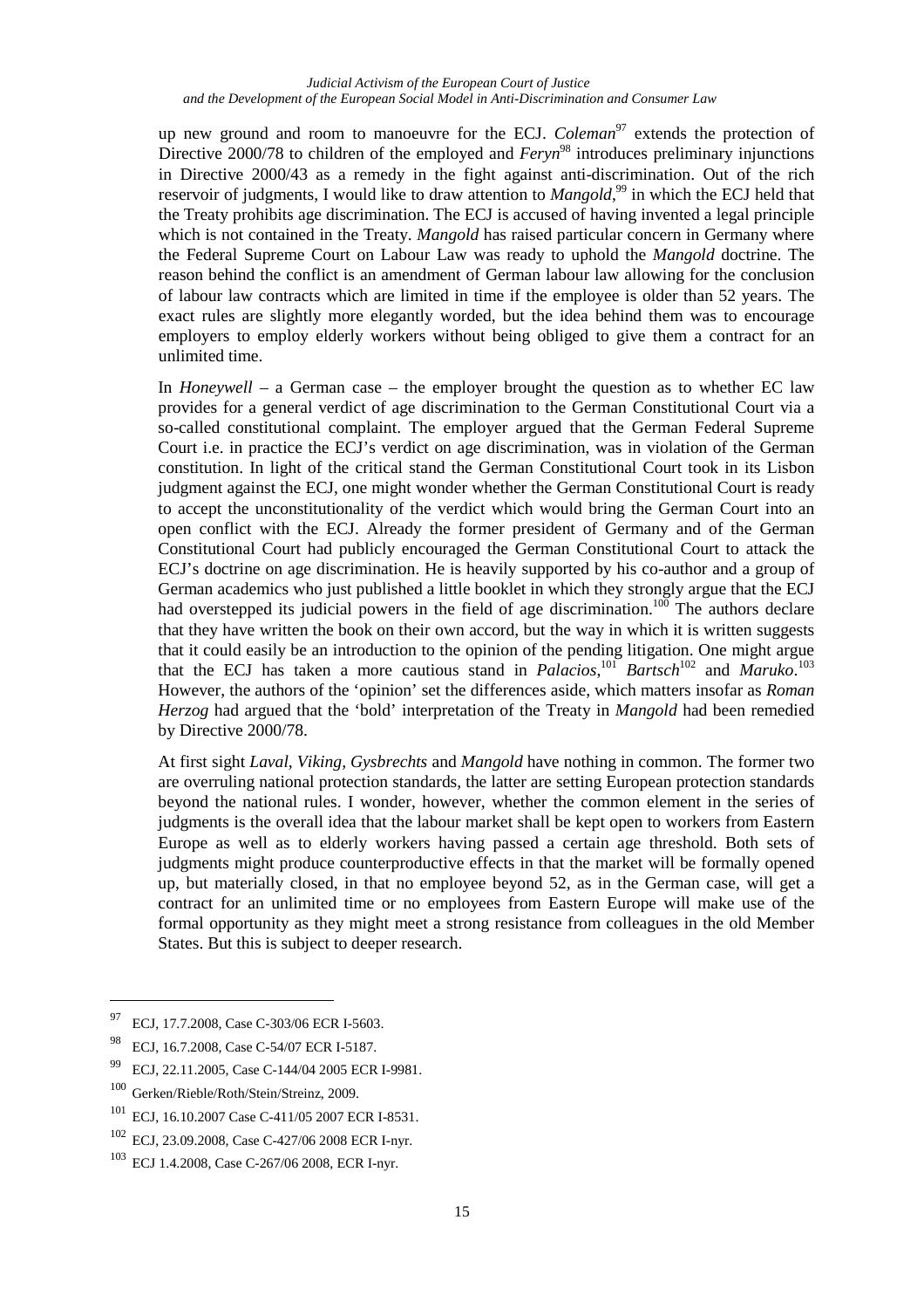up new ground and room to manoeuvre for the ECJ. *Coleman*[97] extends the protection of Directive 2000/78 to children of the employed and *Feryn*[98] introduces preliminary injunctions in Directive 2000/43 as a remedy in the fight against anti-discrimination. Out of the rich reservoir of judgments, I would like to draw attention to *Mangold*,[99] in which the ECJ held that the Treaty prohibits age discrimination. The ECJ is accused of having invented a legal principle which is not contained in the Treaty. *Mangold* has raised particular concern in Germany where the Federal Supreme Court on Labour Law was ready to uphold the *Mangold* doctrine. The reason behind the conflict is an amendment of German labour law allowing for the conclusion of labour law contracts which are limited in time if the employee is older than 52 years. The exact rules are slightly more elegantly worded, but the idea behind them was to encourage employers to employ elderly workers without being obliged to give them a contract for an unlimited time.

In *Honeywell* – a German case – the employer brought the question as to whether EC law provides for a general verdict of age discrimination to the German Constitutional Court via a so-called constitutional complaint. The employer argued that the German Federal Supreme Court i.e. in practice the ECJ's verdict on age discrimination, was in violation of the German constitution. In light of the critical stand the German Constitutional Court took in its Lisbon judgment against the ECJ, one might wonder whether the German Constitutional Court is ready to accept the unconstitutionality of the verdict which would bring the German Court into an open conflict with the ECJ. Already the former president of Germany and of the German Constitutional Court had publicly encouraged the German Constitutional Court to attack the ECJ's doctrine on age discrimination. He is heavily supported by his co-author and a group of German academics who just published a little booklet in which they strongly argue that the ECJ had overstepped its judicial powers in the field of age discrimination.[100] The authors declare that they have written the book on their own accord, but the way in which it is written suggests that it could easily be an introduction to the opinion of the pending litigation. One might argue that the ECJ has taken a more cautious stand in *Palacios*,[101] *Bartsch*[102] and *Maruko*.[103] However, the authors of the 'opinion' set the differences aside, which matters insofar as *Roman Herzog* had argued that the 'bold' interpretation of the Treaty in *Mangold* had been remedied by Directive 2000/78.

At first sight *Laval*, *Viking*, *Gysbrechts* and *Mangold* have nothing in common. The former two are overruling national protection standards, the latter are setting European protection standards beyond the national rules. I wonder, however, whether the common element in the series of judgments is the overall idea that the labour market shall be kept open to workers from Eastern Europe as well as to elderly workers having passed a certain age threshold. Both sets of judgments might produce counterproductive effects in that the market will be formally opened up, but materially closed, in that no employee beyond 52, as in the German case, will get a contract for an unlimited time or no employees from Eastern Europe will make use of the formal opportunity as they might meet a strong resistance from colleagues in the old Member States. But this is subject to deeper research.

---

[97] ECJ, 17.7.2008, Case C-303/06 ECR I-5603.

[98] ECJ, 16.7.2008, Case C-54/07 ECR I-5187.

[99] ECJ, 22.11.2005, Case C-144/04 2005 ECR I-9981.

[100] Gerken/Rieble/Roth/Stein/Streinz, 2009.

[101] ECJ, 16.10.2007 Case C-411/05 2007 ECR I-8531.

[102] ECJ, 23.09.2008, Case C-427/06 2008 ECR I-nyr.

[103] ECJ 1.4.2008, Case C-267/06 2008, ECR I-nyr.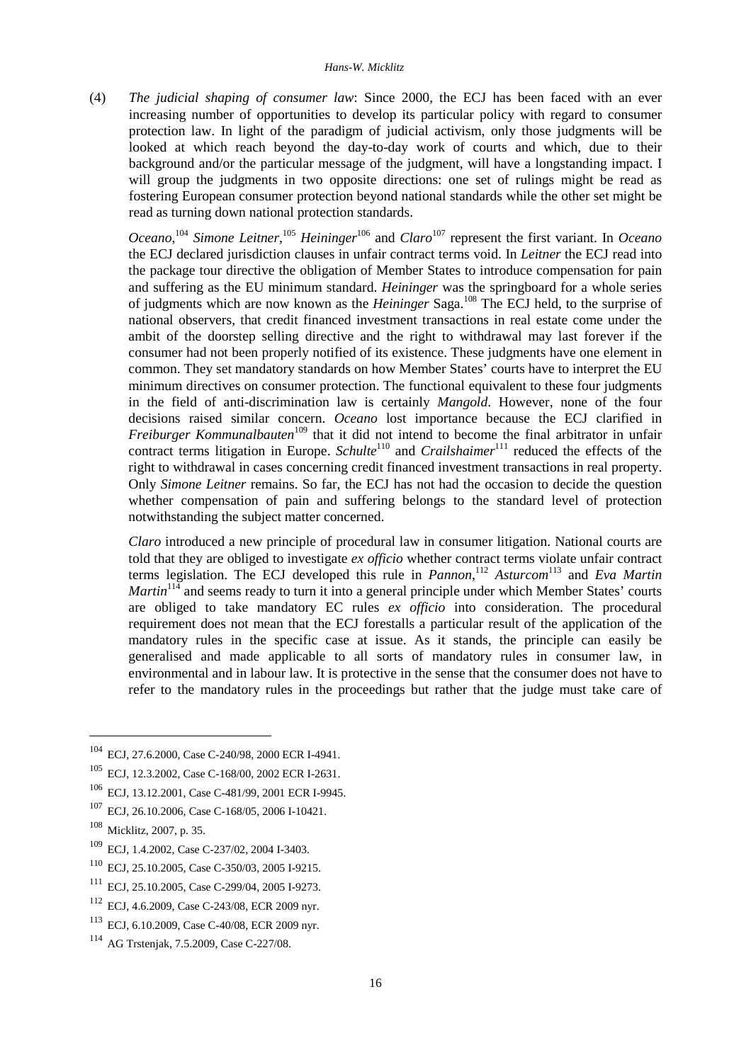(4) *The judicial shaping of consumer law*: Since 2000, the ECJ has been faced with an ever increasing number of opportunities to develop its particular policy with regard to consumer protection law. In light of the paradigm of judicial activism, only those judgments will be looked at which reach beyond the day-to-day work of courts and which, due to their background and/or the particular message of the judgment, will have a longstanding impact. I will group the judgments in two opposite directions: one set of rulings might be read as fostering European consumer protection beyond national standards while the other set might be read as turning down national protection standards.

*Oceano*,[104] *Simone Leitner*,[105] *Heininger*[106] and *Claro*[107] represent the first variant. In *Oceano* the ECJ declared jurisdiction clauses in unfair contract terms void. In *Leitner* the ECJ read into the package tour directive the obligation of Member States to introduce compensation for pain and suffering as the EU minimum standard. *Heininger* was the springboard for a whole series of judgments which are now known as the *Heininger* Saga.[108] The ECJ held, to the surprise of national observers, that credit financed investment transactions in real estate come under the ambit of the doorstep selling directive and the right to withdrawal may last forever if the consumer had not been properly notified of its existence. These judgments have one element in common. They set mandatory standards on how Member States' courts have to interpret the EU minimum directives on consumer protection. The functional equivalent to these four judgments in the field of anti-discrimination law is certainly *Mangold*. However, none of the four decisions raised similar concern. *Oceano* lost importance because the ECJ clarified in *Freiburger Kommunalbauten*[109] that it did not intend to become the final arbitrator in unfair contract terms litigation in Europe. *Schulte*[110] and *Crailshaimer*[111] reduced the effects of the right to withdrawal in cases concerning credit financed investment transactions in real property. Only *Simone Leitner* remains. So far, the ECJ has not had the occasion to decide the question whether compensation of pain and suffering belongs to the standard level of protection notwithstanding the subject matter concerned.

*Claro* introduced a new principle of procedural law in consumer litigation. National courts are told that they are obliged to investigate *ex officio* whether contract terms violate unfair contract terms legislation. The ECJ developed this rule in *Pannon*,[112] *Asturcom*[113] and *Eva Martin Martin*[114] and seems ready to turn it into a general principle under which Member States' courts are obliged to take mandatory EC rules *ex officio* into consideration. The procedural requirement does not mean that the ECJ forestalls a particular result of the application of the mandatory rules in the specific case at issue. As it stands, the principle can easily be generalised and made applicable to all sorts of mandatory rules in consumer law, in environmental and in labour law. It is protective in the sense that the consumer does not have to refer to the mandatory rules in the proceedings but rather that the judge must take care of

---

[104] ECJ, 27.6.2000, Case C-240/98, 2000 ECR I-4941.

[105] ECJ, 12.3.2002, Case C-168/00, 2002 ECR I-2631.

[106] ECJ, 13.12.2001, Case C-481/99, 2001 ECR I-9945.

[107] ECJ, 26.10.2006, Case C-168/05, 2006 I-10421.

[108] Micklitz, 2007, p. 35.

[109] ECJ, 1.4.2002, Case C-237/02, 2004 I-3403.

[110] ECJ, 25.10.2005, Case C-350/03, 2005 I-9215.

[111] ECJ, 25.10.2005, Case C-299/04, 2005 I-9273.

[112] ECJ, 4.6.2009, Case C-243/08, ECR 2009 nyr.

[113] ECJ, 6.10.2009, Case C-40/08, ECR 2009 nyr.

[114] AG Trstenjak, 7.5.2009, Case C-227/08.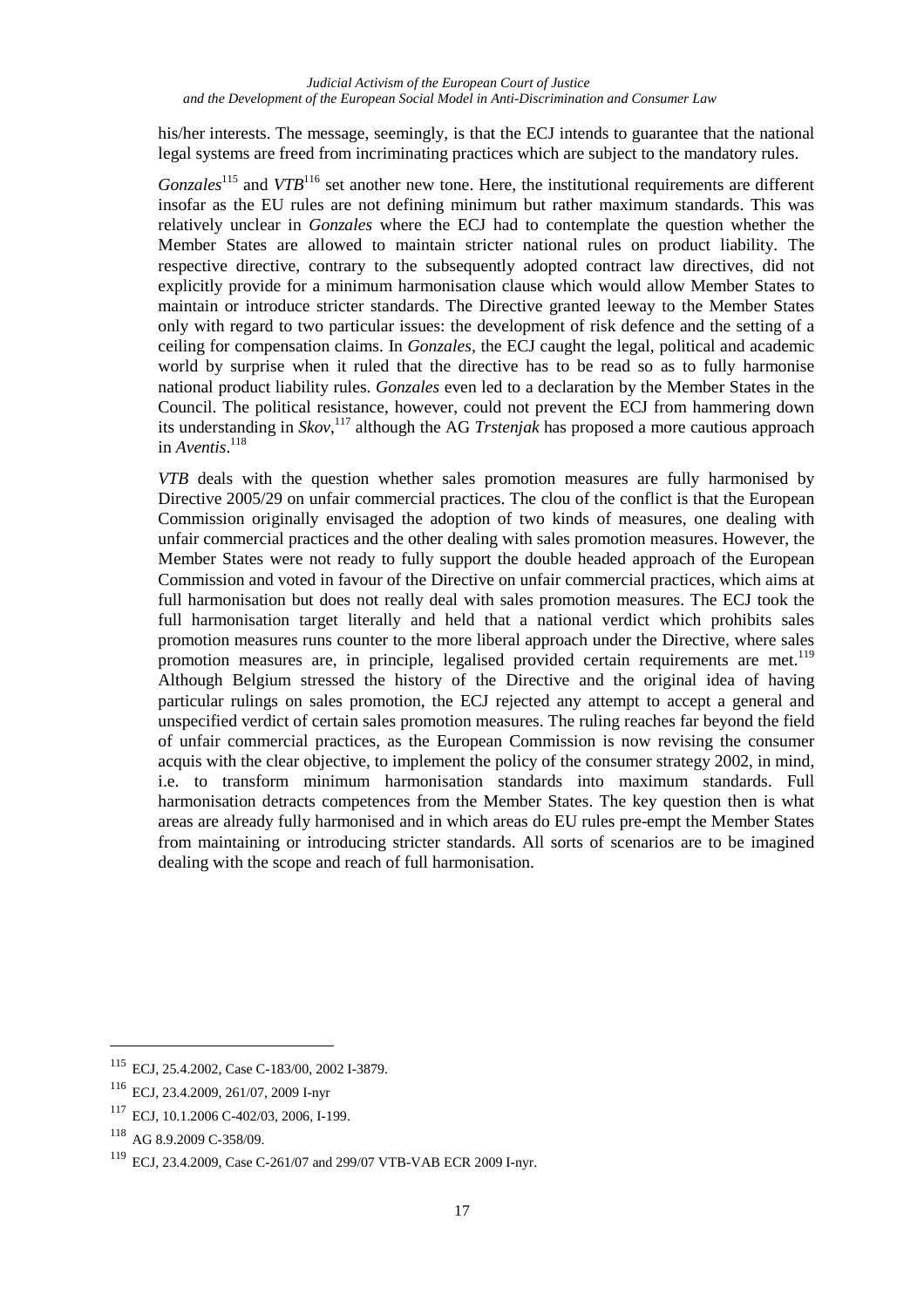his/her interests. The message, seemingly, is that the ECJ intends to guarantee that the national legal systems are freed from incriminating practices which are subject to the mandatory rules.

*Gonzales*[115] and *VTB*[116] set another new tone. Here, the institutional requirements are different insofar as the EU rules are not defining minimum but rather maximum standards. This was relatively unclear in *Gonzales* where the ECJ had to contemplate the question whether the Member States are allowed to maintain stricter national rules on product liability. The respective directive, contrary to the subsequently adopted contract law directives, did not explicitly provide for a minimum harmonisation clause which would allow Member States to maintain or introduce stricter standards. The Directive granted leeway to the Member States only with regard to two particular issues: the development of risk defence and the setting of a ceiling for compensation claims. In *Gonzales*, the ECJ caught the legal, political and academic world by surprise when it ruled that the directive has to be read so as to fully harmonise national product liability rules. *Gonzales* even led to a declaration by the Member States in the Council. The political resistance, however, could not prevent the ECJ from hammering down its understanding in *Skov*,[117] although the AG *Trstenjak* has proposed a more cautious approach in *Aventis*.[118]

*VTB* deals with the question whether sales promotion measures are fully harmonised by Directive 2005/29 on unfair commercial practices. The clou of the conflict is that the European Commission originally envisaged the adoption of two kinds of measures, one dealing with unfair commercial practices and the other dealing with sales promotion measures. However, the Member States were not ready to fully support the double headed approach of the European Commission and voted in favour of the Directive on unfair commercial practices, which aims at full harmonisation but does not really deal with sales promotion measures. The ECJ took the full harmonisation target literally and held that a national verdict which prohibits sales promotion measures runs counter to the more liberal approach under the Directive, where sales promotion measures are, in principle, legalised provided certain requirements are met.[119] Although Belgium stressed the history of the Directive and the original idea of having particular rulings on sales promotion, the ECJ rejected any attempt to accept a general and unspecified verdict of certain sales promotion measures. The ruling reaches far beyond the field of unfair commercial practices, as the European Commission is now revising the consumer acquis with the clear objective, to implement the policy of the consumer strategy 2002, in mind, i.e. to transform minimum harmonisation standards into maximum standards. Full harmonisation detracts competences from the Member States. The key question then is what areas are already fully harmonised and in which areas do EU rules pre-empt the Member States from maintaining or introducing stricter standards. All sorts of scenarios are to be imagined dealing with the scope and reach of full harmonisation.

---

[115] ECJ, 25.4.2002, Case C-183/00, 2002 I-3879.

[116] ECJ, 23.4.2009, 261/07, 2009 I-nyr

[117] ECJ, 10.1.2006 C-402/03, 2006, I-199.

[118] AG 8.9.2009 C-358/09.

[119] ECJ, 23.4.2009, Case C-261/07 and 299/07 VTB-VAB ECR 2009 I-nyr.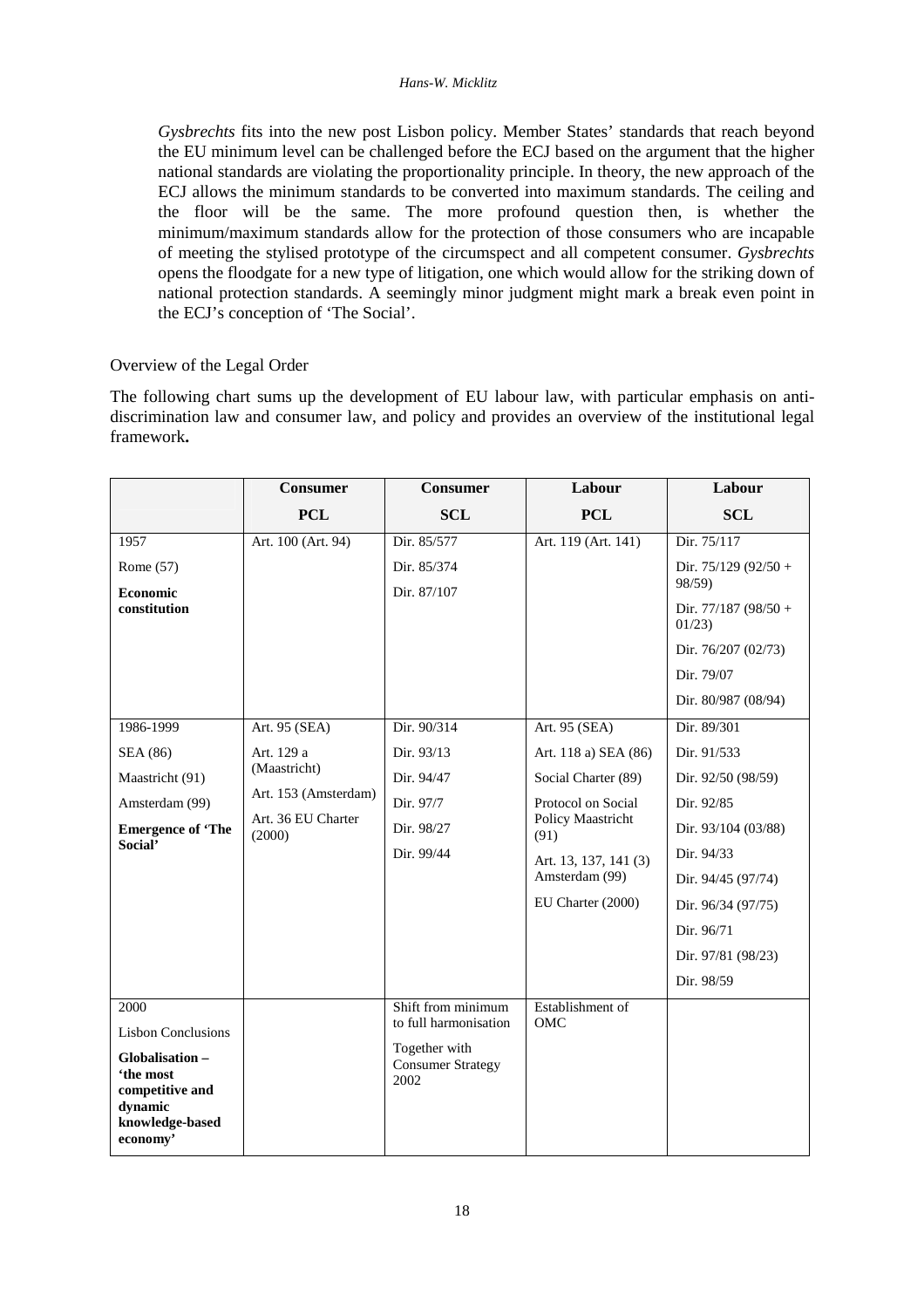*Gysbrechts* fits into the new post Lisbon policy. Member States' standards that reach beyond the EU minimum level can be challenged before the ECJ based on the argument that the higher national standards are violating the proportionality principle. In theory, the new approach of the ECJ allows the minimum standards to be converted into maximum standards. The ceiling and the floor will be the same. The more profound question then, is whether the minimum/maximum standards allow for the protection of those consumers who are incapable of meeting the stylised prototype of the circumspect and all competent consumer. *Gysbrechts* opens the floodgate for a new type of litigation, one which would allow for the striking down of national protection standards. A seemingly minor judgment might mark a break even point in the ECJ's conception of 'The Social'.

Overview of the Legal Order

The following chart sums up the development of EU labour law, with particular emphasis on anti-discrimination law and consumer law, and policy and provides an overview of the institutional legal framework**.**

| | **Consumer PCL** | **Consumer SCL** | **Labour PCL** | **Labour SCL** |
|---|---|---|---|---|
| 1957<br>Rome (57)<br>**Economic constitution** | Art. 100 (Art. 94) | Dir. 85/577<br>Dir. 85/374<br>Dir. 87/107 | Art. 119 (Art. 141) | Dir. 75/117<br>Dir. 75/129 (92/50 + 98/59)<br>Dir. 77/187 (98/50 + 01/23)<br>Dir. 76/207 (02/73)<br>Dir. 79/07<br>Dir. 80/987 (08/94) |
| 1986-1999<br>SEA (86)<br>Maastricht (91)<br>Amsterdam (99)<br>**Emergence of 'The Social'** | Art. 95 (SEA)<br>Art. 129 a (Maastricht)<br>Art. 153 (Amsterdam)<br>Art. 36 EU Charter (2000) | Dir. 90/314<br>Dir. 93/13<br>Dir. 94/47<br>Dir. 97/7<br>Dir. 98/27<br>Dir. 99/44 | Art. 95 (SEA)<br>Art. 118 a) SEA (86)<br>Social Charter (89)<br>Protocol on Social Policy Maastricht (91)<br>Art. 13, 137, 141 (3) Amsterdam (99)<br>EU Charter (2000) | Dir. 89/301<br>Dir. 91/533<br>Dir. 92/50 (98/59)<br>Dir. 92/85<br>Dir. 93/104 (03/88)<br>Dir. 94/33<br>Dir. 94/45 (97/74)<br>Dir. 96/34 (97/75)<br>Dir. 96/71<br>Dir. 97/81 (98/23)<br>Dir. 98/59 |
| 2000<br>Lisbon Conclusions<br>**Globalisation – 'the most competitive and dynamic knowledge-based economy'** | | Shift from minimum to full harmonisation<br>Together with Consumer Strategy 2002 | Establishment of OMC | |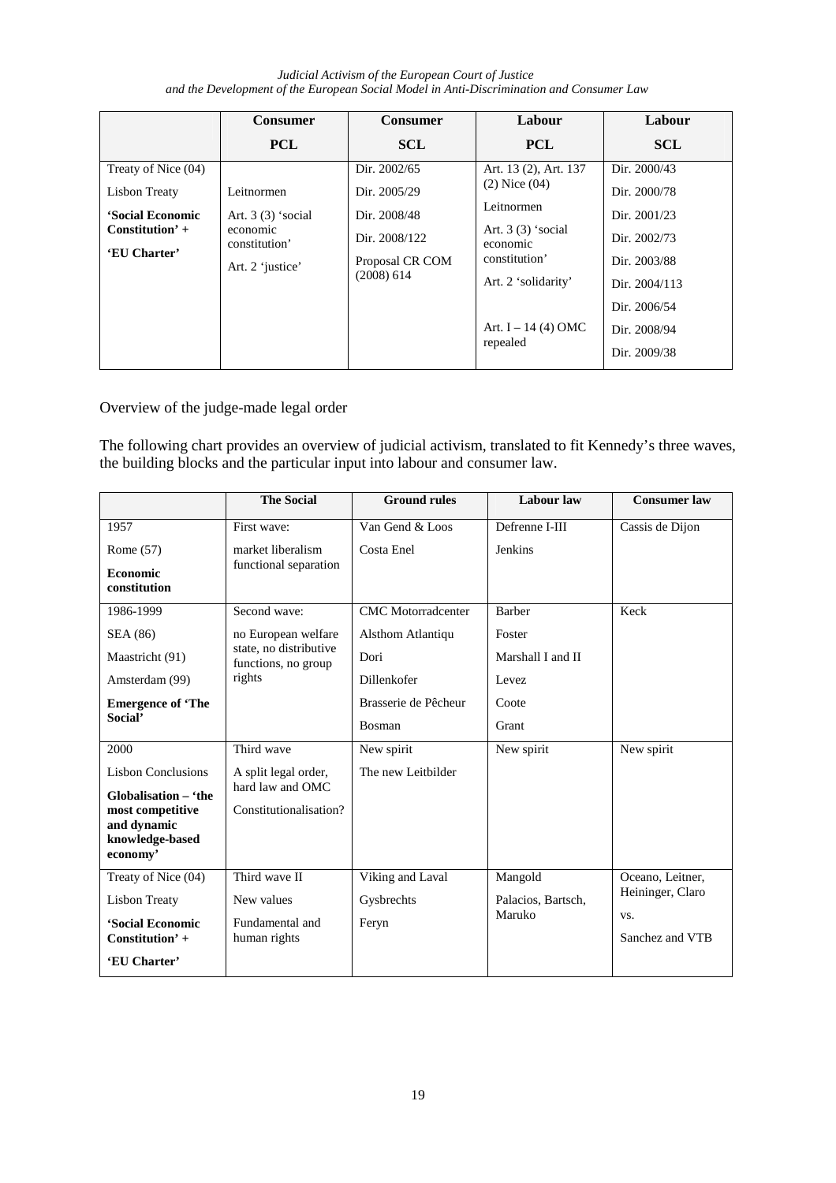|  | Consumer PCL | Consumer SCL | Labour PCL | Labour SCL |
| --- | --- | --- | --- | --- |
| Treaty of Nice (04)<br>Lisbon Treaty<br>**'Social Economic Constitution' +**<br>**'EU Charter'** | Leitnormen<br>Art. 3 (3) 'social economic constitution'<br>Art. 2 'justice' | Dir. 2002/65<br>Dir. 2005/29<br>Dir. 2008/48<br>Dir. 2008/122<br>Proposal CR COM (2008) 614 | Art. 13 (2), Art. 137 (2) Nice (04)<br>Leitnormen<br>Art. 3 (3) 'social economic constitution'<br>Art. 2 'solidarity'<br>Art. I – 14 (4) OMC repealed | Dir. 2000/43<br>Dir. 2000/78<br>Dir. 2001/23<br>Dir. 2002/73<br>Dir. 2003/88<br>Dir. 2004/113<br>Dir. 2006/54<br>Dir. 2008/94<br>Dir. 2009/38 |

Overview of the judge-made legal order

The following chart provides an overview of judicial activism, translated to fit Kennedy's three waves, the building blocks and the particular input into labour and consumer law.

|  | The Social | Ground rules | Labour law | Consumer law |
| --- | --- | --- | --- | --- |
| 1957<br>Rome (57)<br>**Economic constitution** | First wave:<br>market liberalism functional separation | Van Gend & Loos<br>Costa Enel | Defrenne I-III<br>Jenkins | Cassis de Dijon |
| 1986-1999<br>SEA (86)<br>Maastricht (91)<br>Amsterdam (99)<br>**Emergence of 'The Social'** | Second wave:<br>no European welfare state, no distributive functions, no group rights | CMC Motorradcenter<br>Alsthom Atlantiqu<br>Dori<br>Dillenkofer<br>Brasserie de Pêcheur<br>Bosman | Barber<br>Foster<br>Marshall I and II<br>Levez<br>Coote<br>Grant | Keck |
| 2000<br>Lisbon Conclusions<br>**Globalisation – 'the most competitive and dynamic knowledge-based economy'** | Third wave<br>A split legal order, hard law and OMC<br>Constitutionalisation? | New spirit<br>The new Leitbilder | New spirit | New spirit |
| Treaty of Nice (04)<br>Lisbon Treaty<br>**'Social Economic Constitution' +**<br>**'EU Charter'** | Third wave II<br>New values<br>Fundamental and human rights | Viking and Laval<br>Gysbrechts<br>Feryn | Mangold<br>Palacios, Bartsch, Maruko | Oceano, Leitner, Heininger, Claro<br>vs.<br>Sanchez and VTB |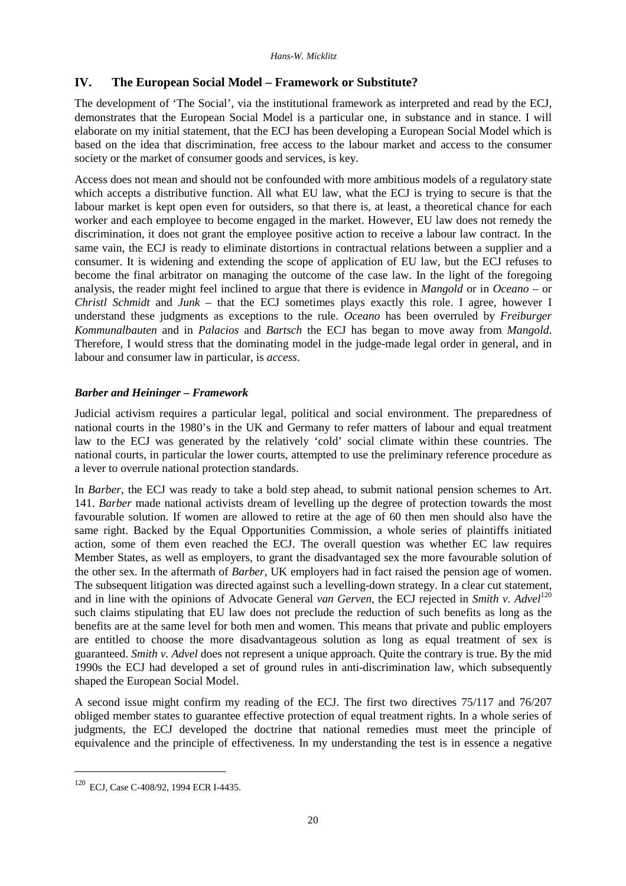## IV. The European Social Model – Framework or Substitute?

The development of 'The Social', via the institutional framework as interpreted and read by the ECJ, demonstrates that the European Social Model is a particular one, in substance and in stance. I will elaborate on my initial statement, that the ECJ has been developing a European Social Model which is based on the idea that discrimination, free access to the labour market and access to the consumer society or the market of consumer goods and services, is key.

Access does not mean and should not be confounded with more ambitious models of a regulatory state which accepts a distributive function. All what EU law, what the ECJ is trying to secure is that the labour market is kept open even for outsiders, so that there is, at least, a theoretical chance for each worker and each employee to become engaged in the market. However, EU law does not remedy the discrimination, it does not grant the employee positive action to receive a labour law contract. In the same vain, the ECJ is ready to eliminate distortions in contractual relations between a supplier and a consumer. It is widening and extending the scope of application of EU law, but the ECJ refuses to become the final arbitrator on managing the outcome of the case law. In the light of the foregoing analysis, the reader might feel inclined to argue that there is evidence in *Mangold* or in *Oceano* – or *Christl Schmidt* and *Junk* – that the ECJ sometimes plays exactly this role. I agree, however I understand these judgments as exceptions to the rule. *Oceano* has been overruled by *Freiburger Kommunalbauten* and in *Palacios* and *Bartsch* the ECJ has began to move away from *Mangold*. Therefore, I would stress that the dominating model in the judge-made legal order in general, and in labour and consumer law in particular, is *access*.

### *Barber and Heininger – Framework*

Judicial activism requires a particular legal, political and social environment. The preparedness of national courts in the 1980's in the UK and Germany to refer matters of labour and equal treatment law to the ECJ was generated by the relatively 'cold' social climate within these countries. The national courts, in particular the lower courts, attempted to use the preliminary reference procedure as a lever to overrule national protection standards.

In *Barber*, the ECJ was ready to take a bold step ahead, to submit national pension schemes to Art. 141. *Barber* made national activists dream of levelling up the degree of protection towards the most favourable solution. If women are allowed to retire at the age of 60 then men should also have the same right. Backed by the Equal Opportunities Commission, a whole series of plaintiffs initiated action, some of them even reached the ECJ. The overall question was whether EC law requires Member States, as well as employers, to grant the disadvantaged sex the more favourable solution of the other sex. In the aftermath of *Barber*, UK employers had in fact raised the pension age of women. The subsequent litigation was directed against such a levelling-down strategy. In a clear cut statement, and in line with the opinions of Advocate General *van Gerven*, the ECJ rejected in *Smith v. Advel*[120] such claims stipulating that EU law does not preclude the reduction of such benefits as long as the benefits are at the same level for both men and women. This means that private and public employers are entitled to choose the more disadvantageous solution as long as equal treatment of sex is guaranteed. *Smith v. Advel* does not represent a unique approach. Quite the contrary is true. By the mid 1990s the ECJ had developed a set of ground rules in anti-discrimination law, which subsequently shaped the European Social Model.

A second issue might confirm my reading of the ECJ. The first two directives 75/117 and 76/207 obliged member states to guarantee effective protection of equal treatment rights. In a whole series of judgments, the ECJ developed the doctrine that national remedies must meet the principle of equivalence and the principle of effectiveness. In my understanding the test is in essence a negative

---

[120] ECJ, Case C-408/92, 1994 ECR I-4435.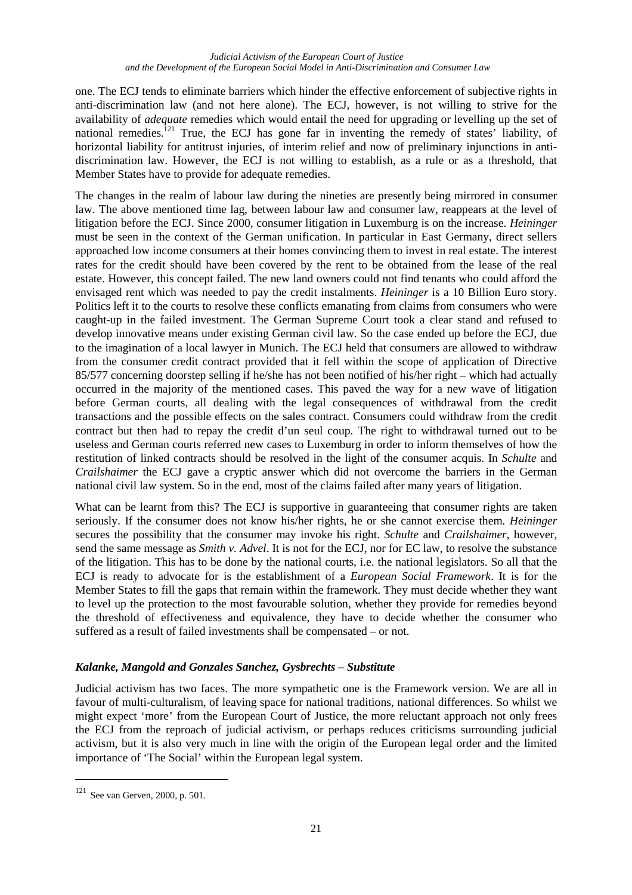one. The ECJ tends to eliminate barriers which hinder the effective enforcement of subjective rights in anti-discrimination law (and not here alone). The ECJ, however, is not willing to strive for the availability of *adequate* remedies which would entail the need for upgrading or levelling up the set of national remedies.[121] True, the ECJ has gone far in inventing the remedy of states' liability, of horizontal liability for antitrust injuries, of interim relief and now of preliminary injunctions in anti-discrimination law. However, the ECJ is not willing to establish, as a rule or as a threshold, that Member States have to provide for adequate remedies.

The changes in the realm of labour law during the nineties are presently being mirrored in consumer law. The above mentioned time lag, between labour law and consumer law, reappears at the level of litigation before the ECJ. Since 2000, consumer litigation in Luxemburg is on the increase. *Heininger* must be seen in the context of the German unification. In particular in East Germany, direct sellers approached low income consumers at their homes convincing them to invest in real estate. The interest rates for the credit should have been covered by the rent to be obtained from the lease of the real estate. However, this concept failed. The new land owners could not find tenants who could afford the envisaged rent which was needed to pay the credit instalments. *Heininger* is a 10 Billion Euro story. Politics left it to the courts to resolve these conflicts emanating from claims from consumers who were caught-up in the failed investment. The German Supreme Court took a clear stand and refused to develop innovative means under existing German civil law. So the case ended up before the ECJ, due to the imagination of a local lawyer in Munich. The ECJ held that consumers are allowed to withdraw from the consumer credit contract provided that it fell within the scope of application of Directive 85/577 concerning doorstep selling if he/she has not been notified of his/her right – which had actually occurred in the majority of the mentioned cases. This paved the way for a new wave of litigation before German courts, all dealing with the legal consequences of withdrawal from the credit transactions and the possible effects on the sales contract. Consumers could withdraw from the credit contract but then had to repay the credit d'un seul coup. The right to withdrawal turned out to be useless and German courts referred new cases to Luxemburg in order to inform themselves of how the restitution of linked contracts should be resolved in the light of the consumer acquis. In *Schulte* and *Crailshaimer* the ECJ gave a cryptic answer which did not overcome the barriers in the German national civil law system. So in the end, most of the claims failed after many years of litigation.

What can be learnt from this? The ECJ is supportive in guaranteeing that consumer rights are taken seriously. If the consumer does not know his/her rights, he or she cannot exercise them. *Heininger* secures the possibility that the consumer may invoke his right. *Schulte* and *Crailshaimer*, however, send the same message as *Smith v. Advel*. It is not for the ECJ, nor for EC law, to resolve the substance of the litigation. This has to be done by the national courts, i.e. the national legislators. So all that the ECJ is ready to advocate for is the establishment of a *European Social Framework*. It is for the Member States to fill the gaps that remain within the framework. They must decide whether they want to level up the protection to the most favourable solution, whether they provide for remedies beyond the threshold of effectiveness and equivalence, they have to decide whether the consumer who suffered as a result of failed investments shall be compensated – or not.

### *Kalanke, Mangold and Gonzales Sanchez, Gysbrechts – Substitute*

Judicial activism has two faces. The more sympathetic one is the Framework version. We are all in favour of multi-culturalism, of leaving space for national traditions, national differences. So whilst we might expect 'more' from the European Court of Justice, the more reluctant approach not only frees the ECJ from the reproach of judicial activism, or perhaps reduces criticisms surrounding judicial activism, but it is also very much in line with the origin of the European legal order and the limited importance of 'The Social' within the European legal system.

[121] See van Gerven, 2000, p. 501.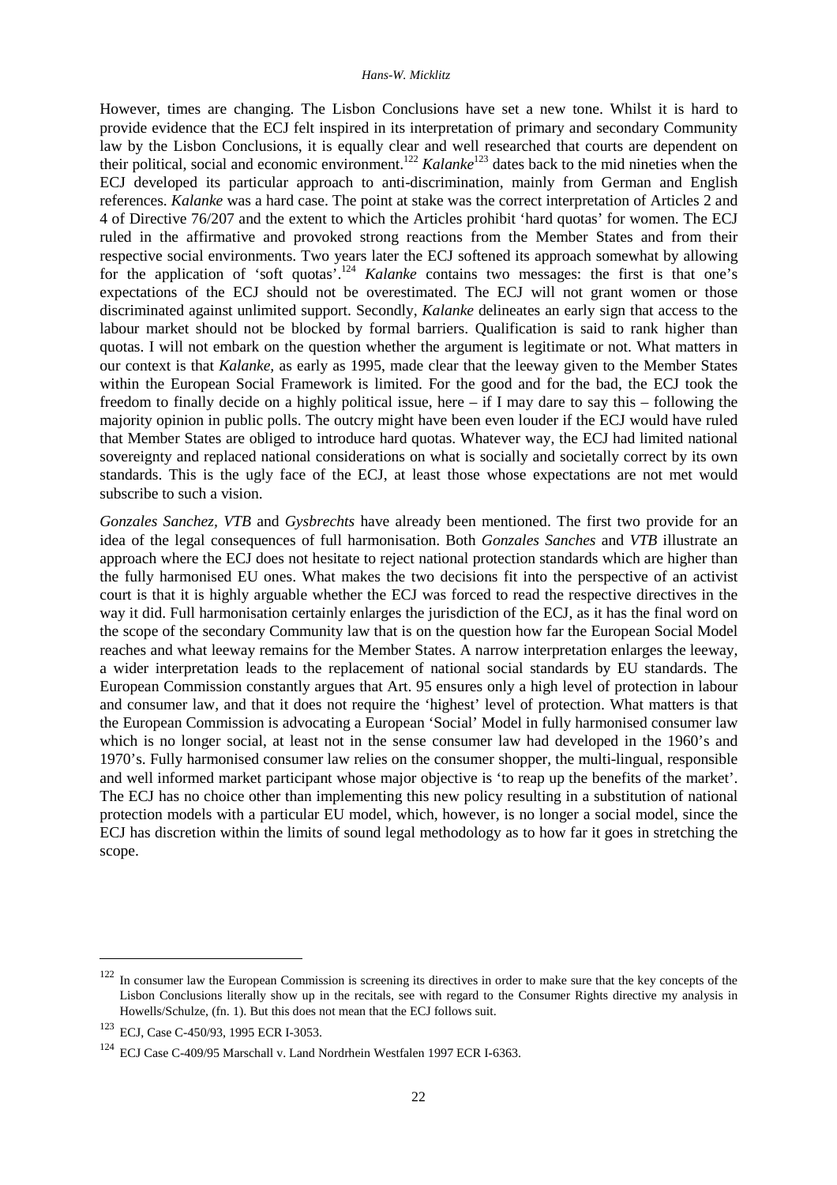However, times are changing. The Lisbon Conclusions have set a new tone. Whilst it is hard to provide evidence that the ECJ felt inspired in its interpretation of primary and secondary Community law by the Lisbon Conclusions, it is equally clear and well researched that courts are dependent on their political, social and economic environment.[122] *Kalanke*[123] dates back to the mid nineties when the ECJ developed its particular approach to anti-discrimination, mainly from German and English references. *Kalanke* was a hard case. The point at stake was the correct interpretation of Articles 2 and 4 of Directive 76/207 and the extent to which the Articles prohibit 'hard quotas' for women. The ECJ ruled in the affirmative and provoked strong reactions from the Member States and from their respective social environments. Two years later the ECJ softened its approach somewhat by allowing for the application of 'soft quotas'.[124] *Kalanke* contains two messages: the first is that one's expectations of the ECJ should not be overestimated. The ECJ will not grant women or those discriminated against unlimited support. Secondly, *Kalanke* delineates an early sign that access to the labour market should not be blocked by formal barriers. Qualification is said to rank higher than quotas. I will not embark on the question whether the argument is legitimate or not. What matters in our context is that *Kalanke*, as early as 1995, made clear that the leeway given to the Member States within the European Social Framework is limited. For the good and for the bad, the ECJ took the freedom to finally decide on a highly political issue, here – if I may dare to say this – following the majority opinion in public polls. The outcry might have been even louder if the ECJ would have ruled that Member States are obliged to introduce hard quotas. Whatever way, the ECJ had limited national sovereignty and replaced national considerations on what is socially and societally correct by its own standards. This is the ugly face of the ECJ, at least those whose expectations are not met would subscribe to such a vision.

*Gonzales Sanchez, VTB* and *Gysbrechts* have already been mentioned. The first two provide for an idea of the legal consequences of full harmonisation. Both *Gonzales Sanches* and *VTB* illustrate an approach where the ECJ does not hesitate to reject national protection standards which are higher than the fully harmonised EU ones. What makes the two decisions fit into the perspective of an activist court is that it is highly arguable whether the ECJ was forced to read the respective directives in the way it did. Full harmonisation certainly enlarges the jurisdiction of the ECJ, as it has the final word on the scope of the secondary Community law that is on the question how far the European Social Model reaches and what leeway remains for the Member States. A narrow interpretation enlarges the leeway, a wider interpretation leads to the replacement of national social standards by EU standards. The European Commission constantly argues that Art. 95 ensures only a high level of protection in labour and consumer law, and that it does not require the 'highest' level of protection. What matters is that the European Commission is advocating a European 'Social' Model in fully harmonised consumer law which is no longer social, at least not in the sense consumer law had developed in the 1960's and 1970's. Fully harmonised consumer law relies on the consumer shopper, the multi-lingual, responsible and well informed market participant whose major objective is 'to reap up the benefits of the market'. The ECJ has no choice other than implementing this new policy resulting in a substitution of national protection models with a particular EU model, which, however, is no longer a social model, since the ECJ has discretion within the limits of sound legal methodology as to how far it goes in stretching the scope.

---

[122] In consumer law the European Commission is screening its directives in order to make sure that the key concepts of the Lisbon Conclusions literally show up in the recitals, see with regard to the Consumer Rights directive my analysis in Howells/Schulze, (fn. 1). But this does not mean that the ECJ follows suit.

[123] ECJ, Case C-450/93, 1995 ECR I-3053.

[124] ECJ Case C-409/95 Marschall v. Land Nordrhein Westfalen 1997 ECR I-6363.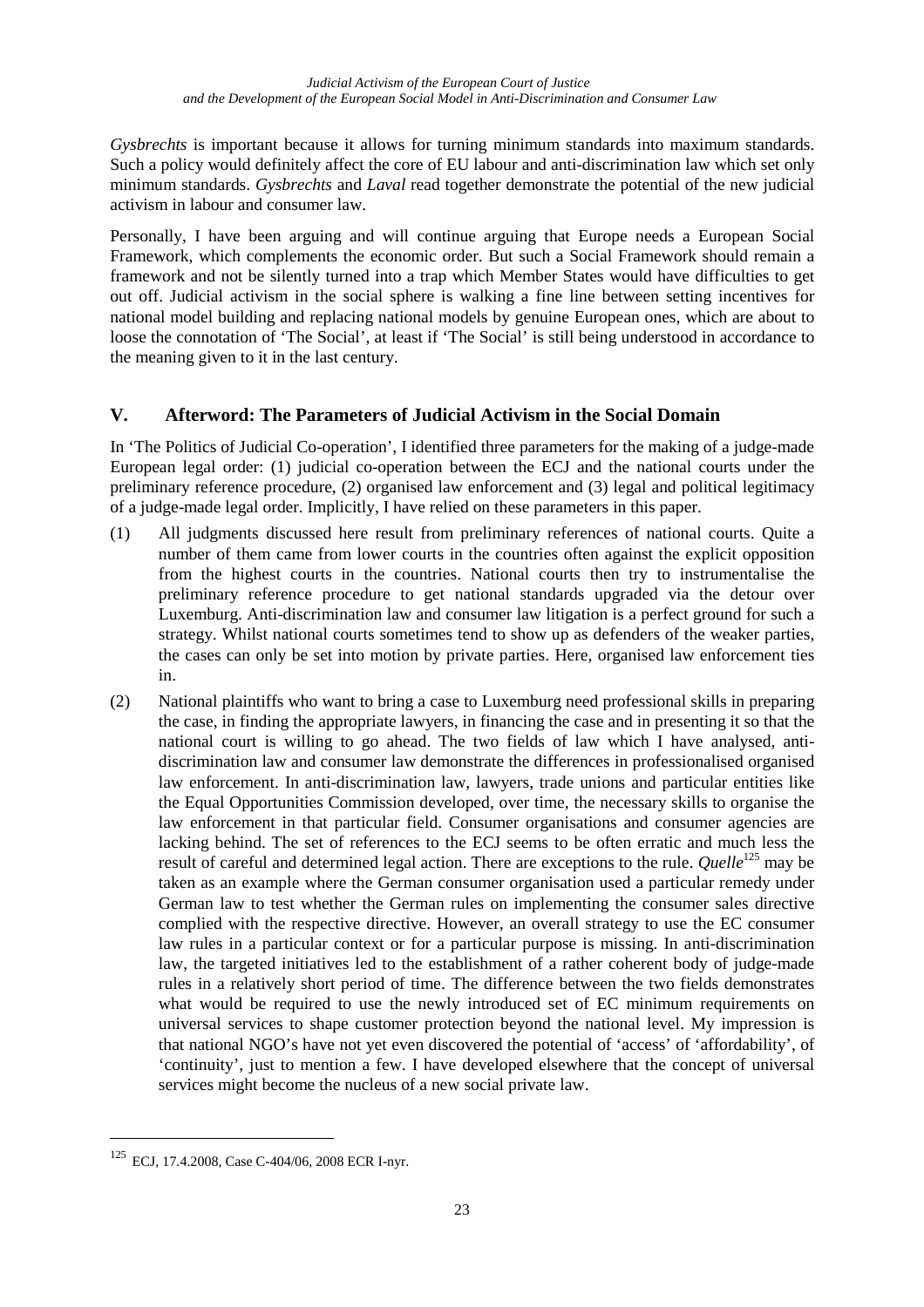*Gysbrechts* is important because it allows for turning minimum standards into maximum standards. Such a policy would definitely affect the core of EU labour and anti-discrimination law which set only minimum standards. *Gysbrechts* and *Laval* read together demonstrate the potential of the new judicial activism in labour and consumer law.

Personally, I have been arguing and will continue arguing that Europe needs a European Social Framework, which complements the economic order. But such a Social Framework should remain a framework and not be silently turned into a trap which Member States would have difficulties to get out off. Judicial activism in the social sphere is walking a fine line between setting incentives for national model building and replacing national models by genuine European ones, which are about to loose the connotation of 'The Social', at least if 'The Social' is still being understood in accordance to the meaning given to it in the last century.

## V. Afterword: The Parameters of Judicial Activism in the Social Domain

In 'The Politics of Judicial Co-operation', I identified three parameters for the making of a judge-made European legal order: (1) judicial co-operation between the ECJ and the national courts under the preliminary reference procedure, (2) organised law enforcement and (3) legal and political legitimacy of a judge-made legal order. Implicitly, I have relied on these parameters in this paper.

(1) All judgments discussed here result from preliminary references of national courts. Quite a number of them came from lower courts in the countries often against the explicit opposition from the highest courts in the countries. National courts then try to instrumentalise the preliminary reference procedure to get national standards upgraded via the detour over Luxemburg. Anti-discrimination law and consumer law litigation is a perfect ground for such a strategy. Whilst national courts sometimes tend to show up as defenders of the weaker parties, the cases can only be set into motion by private parties. Here, organised law enforcement ties in.

(2) National plaintiffs who want to bring a case to Luxemburg need professional skills in preparing the case, in finding the appropriate lawyers, in financing the case and in presenting it so that the national court is willing to go ahead. The two fields of law which I have analysed, anti-discrimination law and consumer law demonstrate the differences in professionalised organised law enforcement. In anti-discrimination law, lawyers, trade unions and particular entities like the Equal Opportunities Commission developed, over time, the necessary skills to organise the law enforcement in that particular field. Consumer organisations and consumer agencies are lacking behind. The set of references to the ECJ seems to be often erratic and much less the result of careful and determined legal action. There are exceptions to the rule. *Quelle*[125] may be taken as an example where the German consumer organisation used a particular remedy under German law to test whether the German rules on implementing the consumer sales directive complied with the respective directive. However, an overall strategy to use the EC consumer law rules in a particular context or for a particular purpose is missing. In anti-discrimination law, the targeted initiatives led to the establishment of a rather coherent body of judge-made rules in a relatively short period of time. The difference between the two fields demonstrates what would be required to use the newly introduced set of EC minimum requirements on universal services to shape customer protection beyond the national level. My impression is that national NGO's have not yet even discovered the potential of 'access' of 'affordability', of 'continuity', just to mention a few. I have developed elsewhere that the concept of universal services might become the nucleus of a new social private law.

---

[125] ECJ, 17.4.2008, Case C-404/06, 2008 ECR I-nyr.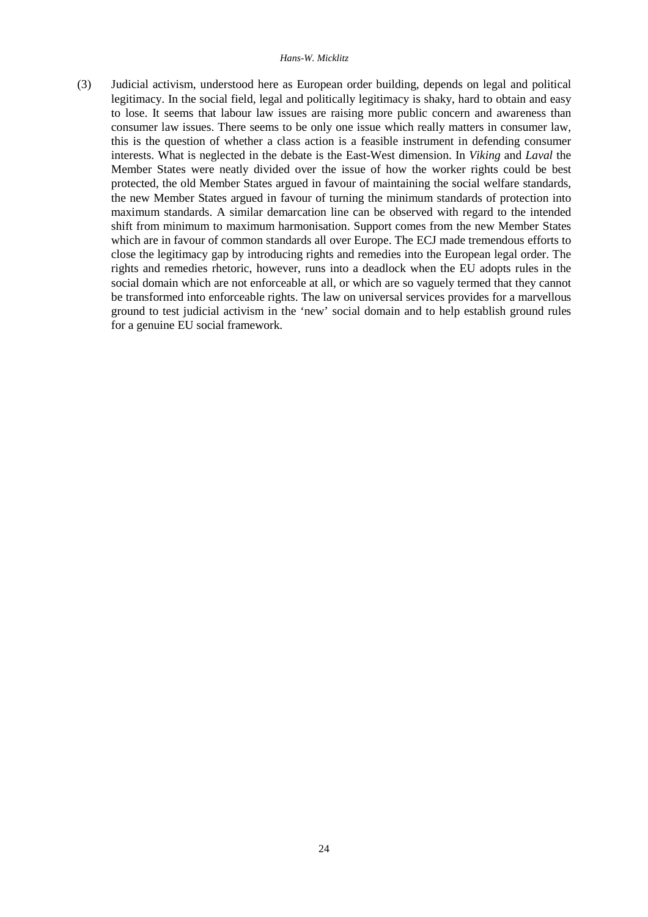(3) Judicial activism, understood here as European order building, depends on legal and political legitimacy. In the social field, legal and politically legitimacy is shaky, hard to obtain and easy to lose. It seems that labour law issues are raising more public concern and awareness than consumer law issues. There seems to be only one issue which really matters in consumer law, this is the question of whether a class action is a feasible instrument in defending consumer interests. What is neglected in the debate is the East-West dimension. In *Viking* and *Laval* the Member States were neatly divided over the issue of how the worker rights could be best protected, the old Member States argued in favour of maintaining the social welfare standards, the new Member States argued in favour of turning the minimum standards of protection into maximum standards. A similar demarcation line can be observed with regard to the intended shift from minimum to maximum harmonisation. Support comes from the new Member States which are in favour of common standards all over Europe. The ECJ made tremendous efforts to close the legitimacy gap by introducing rights and remedies into the European legal order. The rights and remedies rhetoric, however, runs into a deadlock when the EU adopts rules in the social domain which are not enforceable at all, or which are so vaguely termed that they cannot be transformed into enforceable rights. The law on universal services provides for a marvellous ground to test judicial activism in the 'new' social domain and to help establish ground rules for a genuine EU social framework.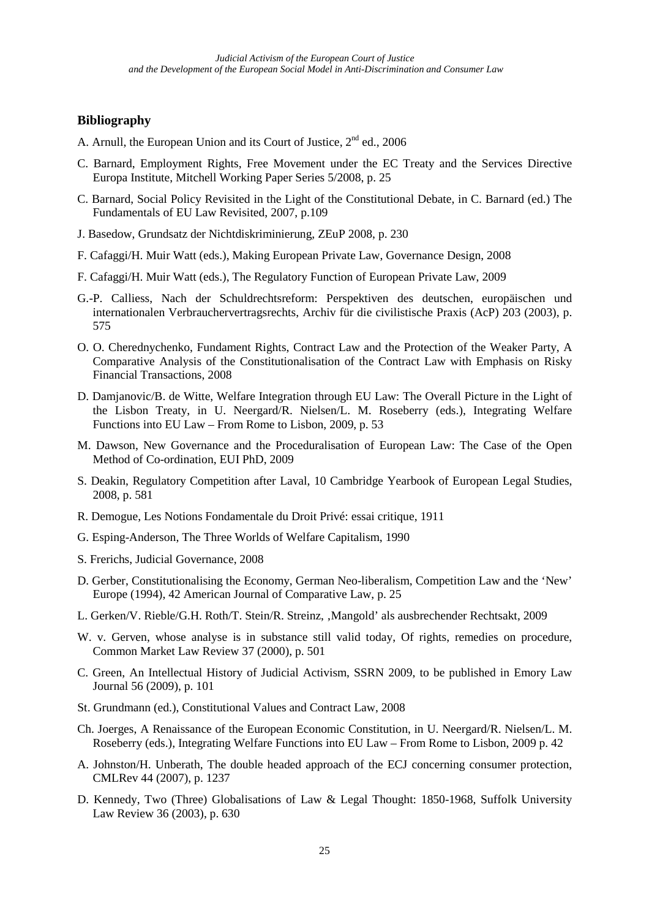## Bibliography

A. Arnull, the European Union and its Court of Justice, 2nd ed., 2006

C. Barnard, Employment Rights, Free Movement under the EC Treaty and the Services Directive Europa Institute, Mitchell Working Paper Series 5/2008, p. 25

C. Barnard, Social Policy Revisited in the Light of the Constitutional Debate, in C. Barnard (ed.) The Fundamentals of EU Law Revisited, 2007, p.109

J. Basedow, Grundsatz der Nichtdiskriminierung, ZEuP 2008, p. 230

F. Cafaggi/H. Muir Watt (eds.), Making European Private Law, Governance Design, 2008

F. Cafaggi/H. Muir Watt (eds.), The Regulatory Function of European Private Law, 2009

G.-P. Calliess, Nach der Schuldrechtsreform: Perspektiven des deutschen, europäischen und internationalen Verbrauchervertragsrechts, Archiv für die civilistische Praxis (AcP) 203 (2003), p. 575

O. O. Cherednychenko, Fundament Rights, Contract Law and the Protection of the Weaker Party, A Comparative Analysis of the Constitutionalisation of the Contract Law with Emphasis on Risky Financial Transactions, 2008

D. Damjanovic/B. de Witte, Welfare Integration through EU Law: The Overall Picture in the Light of the Lisbon Treaty, in U. Neergard/R. Nielsen/L. M. Roseberry (eds.), Integrating Welfare Functions into EU Law – From Rome to Lisbon, 2009, p. 53

M. Dawson, New Governance and the Proceduralisation of European Law: The Case of the Open Method of Co-ordination, EUI PhD, 2009

S. Deakin, Regulatory Competition after Laval, 10 Cambridge Yearbook of European Legal Studies, 2008, p. 581

R. Demogue, Les Notions Fondamentale du Droit Privé: essai critique, 1911

G. Esping-Anderson, The Three Worlds of Welfare Capitalism, 1990

S. Frerichs, Judicial Governance, 2008

D. Gerber, Constitutionalising the Economy, German Neo-liberalism, Competition Law and the 'New' Europe (1994), 42 American Journal of Comparative Law, p. 25

L. Gerken/V. Rieble/G.H. Roth/T. Stein/R. Streinz, ‚Mangold' als ausbrechender Rechtsakt, 2009

W. v. Gerven, whose analyse is in substance still valid today, Of rights, remedies on procedure, Common Market Law Review 37 (2000), p. 501

C. Green, An Intellectual History of Judicial Activism, SSRN 2009, to be published in Emory Law Journal 56 (2009), p. 101

St. Grundmann (ed.), Constitutional Values and Contract Law, 2008

Ch. Joerges, A Renaissance of the European Economic Constitution, in U. Neergard/R. Nielsen/L. M. Roseberry (eds.), Integrating Welfare Functions into EU Law – From Rome to Lisbon, 2009 p. 42

A. Johnston/H. Unberath, The double headed approach of the ECJ concerning consumer protection, CMLRev 44 (2007), p. 1237

D. Kennedy, Two (Three) Globalisations of Law & Legal Thought: 1850-1968, Suffolk University Law Review 36 (2003), p. 630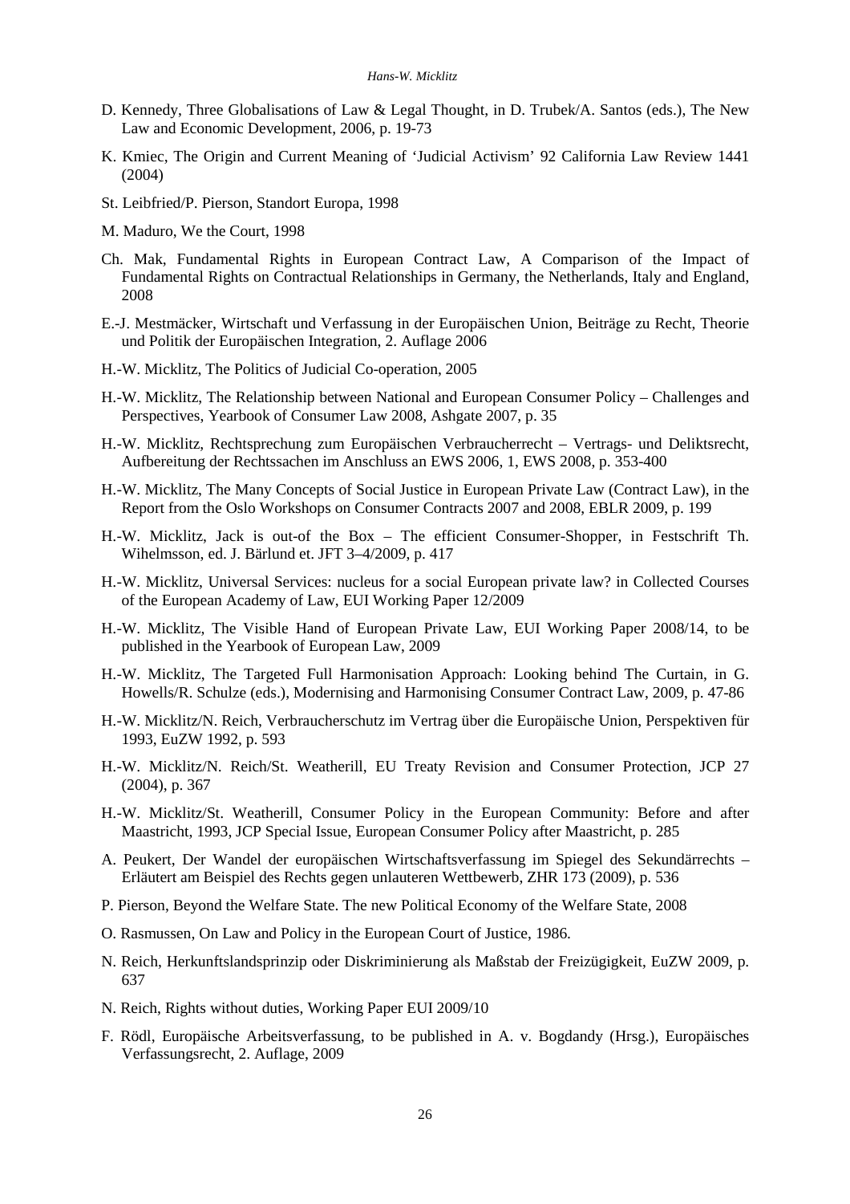D. Kennedy, Three Globalisations of Law & Legal Thought, in D. Trubek/A. Santos (eds.), The New Law and Economic Development, 2006, p. 19-73

K. Kmiec, The Origin and Current Meaning of 'Judicial Activism' 92 California Law Review 1441 (2004)

St. Leibfried/P. Pierson, Standort Europa, 1998

M. Maduro, We the Court, 1998

Ch. Mak, Fundamental Rights in European Contract Law, A Comparison of the Impact of Fundamental Rights on Contractual Relationships in Germany, the Netherlands, Italy and England, 2008

E.-J. Mestmäcker, Wirtschaft und Verfassung in der Europäischen Union, Beiträge zu Recht, Theorie und Politik der Europäischen Integration, 2. Auflage 2006

H.-W. Micklitz, The Politics of Judicial Co-operation, 2005

H.-W. Micklitz, The Relationship between National and European Consumer Policy – Challenges and Perspectives, Yearbook of Consumer Law 2008, Ashgate 2007, p. 35

H.-W. Micklitz, Rechtsprechung zum Europäischen Verbraucherrecht – Vertrags- und Deliktsrecht, Aufbereitung der Rechtssachen im Anschluss an EWS 2006, 1, EWS 2008, p. 353-400

H.-W. Micklitz, The Many Concepts of Social Justice in European Private Law (Contract Law), in the Report from the Oslo Workshops on Consumer Contracts 2007 and 2008, EBLR 2009, p. 199

H.-W. Micklitz, Jack is out-of the Box – The efficient Consumer-Shopper, in Festschrift Th. Wihelmsson, ed. J. Bärlund et. JFT 3–4/2009, p. 417

H.-W. Micklitz, Universal Services: nucleus for a social European private law? in Collected Courses of the European Academy of Law, EUI Working Paper 12/2009

H.-W. Micklitz, The Visible Hand of European Private Law, EUI Working Paper 2008/14, to be published in the Yearbook of European Law, 2009

H.-W. Micklitz, The Targeted Full Harmonisation Approach: Looking behind The Curtain, in G. Howells/R. Schulze (eds.), Modernising and Harmonising Consumer Contract Law, 2009, p. 47-86

H.-W. Micklitz/N. Reich, Verbraucherschutz im Vertrag über die Europäische Union, Perspektiven für 1993, EuZW 1992, p. 593

H.-W. Micklitz/N. Reich/St. Weatherill, EU Treaty Revision and Consumer Protection, JCP 27 (2004), p. 367

H.-W. Micklitz/St. Weatherill, Consumer Policy in the European Community: Before and after Maastricht, 1993, JCP Special Issue, European Consumer Policy after Maastricht, p. 285

A. Peukert, Der Wandel der europäischen Wirtschaftsverfassung im Spiegel des Sekundärrechts – Erläutert am Beispiel des Rechts gegen unlauteren Wettbewerb, ZHR 173 (2009), p. 536

P. Pierson, Beyond the Welfare State. The new Political Economy of the Welfare State, 2008

O. Rasmussen, On Law and Policy in the European Court of Justice, 1986.

N. Reich, Herkunftslandsprinzip oder Diskriminierung als Maßstab der Freizügigkeit, EuZW 2009, p. 637

N. Reich, Rights without duties, Working Paper EUI 2009/10

F. Rödl, Europäische Arbeitsverfassung, to be published in A. v. Bogdandy (Hrsg.), Europäisches Verfassungsrecht, 2. Auflage, 2009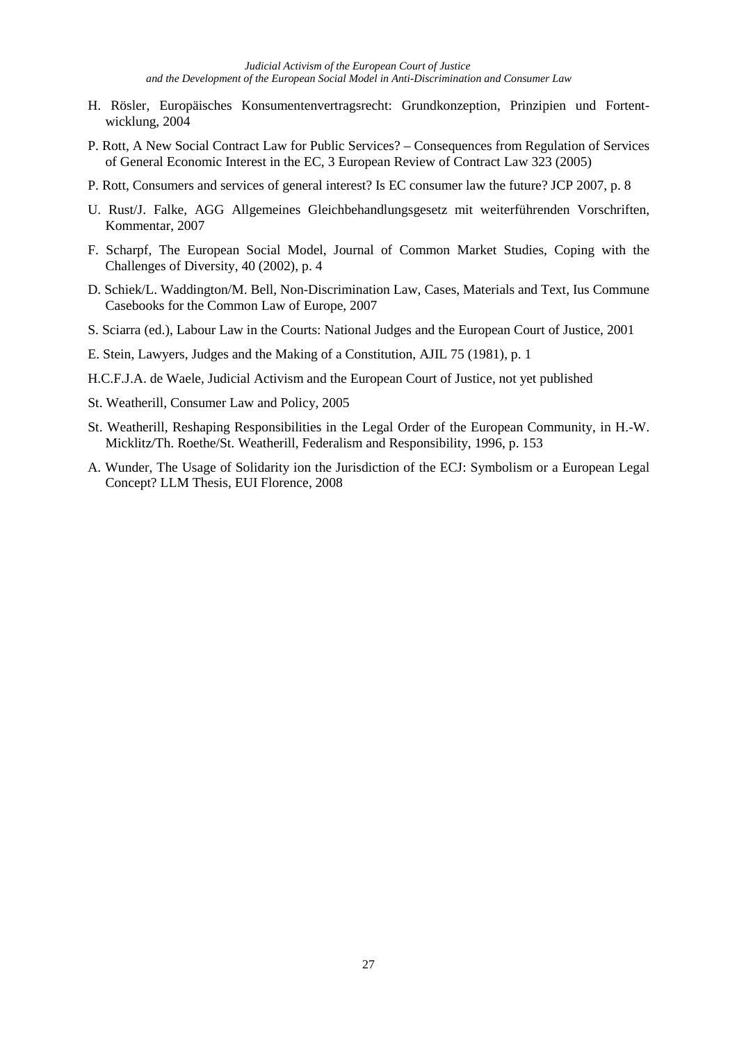H. Rösler, Europäisches Konsumentenvertragsrecht: Grundkonzeption, Prinzipien und Fortentwicklung, 2004

P. Rott, A New Social Contract Law for Public Services? – Consequences from Regulation of Services of General Economic Interest in the EC, 3 European Review of Contract Law 323 (2005)

P. Rott, Consumers and services of general interest? Is EC consumer law the future? JCP 2007, p. 8

U. Rust/J. Falke, AGG Allgemeines Gleichbehandlungsgesetz mit weiterführenden Vorschriften, Kommentar, 2007

F. Scharpf, The European Social Model, Journal of Common Market Studies, Coping with the Challenges of Diversity, 40 (2002), p. 4

D. Schiek/L. Waddington/M. Bell, Non-Discrimination Law, Cases, Materials and Text, Ius Commune Casebooks for the Common Law of Europe, 2007

S. Sciarra (ed.), Labour Law in the Courts: National Judges and the European Court of Justice, 2001

E. Stein, Lawyers, Judges and the Making of a Constitution, AJIL 75 (1981), p. 1

H.C.F.J.A. de Waele, Judicial Activism and the European Court of Justice, not yet published

St. Weatherill, Consumer Law and Policy, 2005

St. Weatherill, Reshaping Responsibilities in the Legal Order of the European Community, in H.-W. Micklitz/Th. Roethe/St. Weatherill, Federalism and Responsibility, 1996, p. 153

A. Wunder, The Usage of Solidarity ion the Jurisdiction of the ECJ: Symbolism or a European Legal Concept? LLM Thesis, EUI Florence, 2008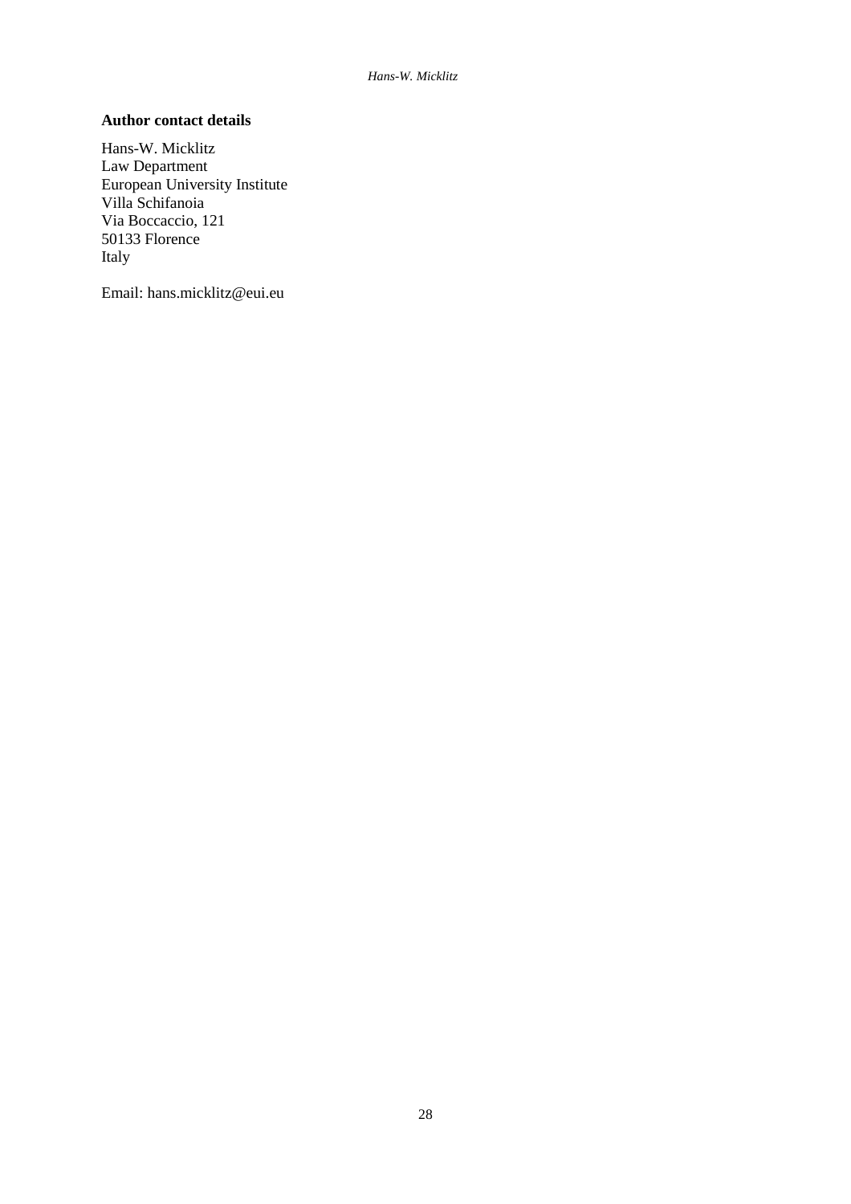**Author contact details**

Hans-W. Micklitz
Law Department
European University Institute
Villa Schifanoia
Via Boccaccio, 121
50133 Florence
Italy

Email: hans.micklitz@eui.eu